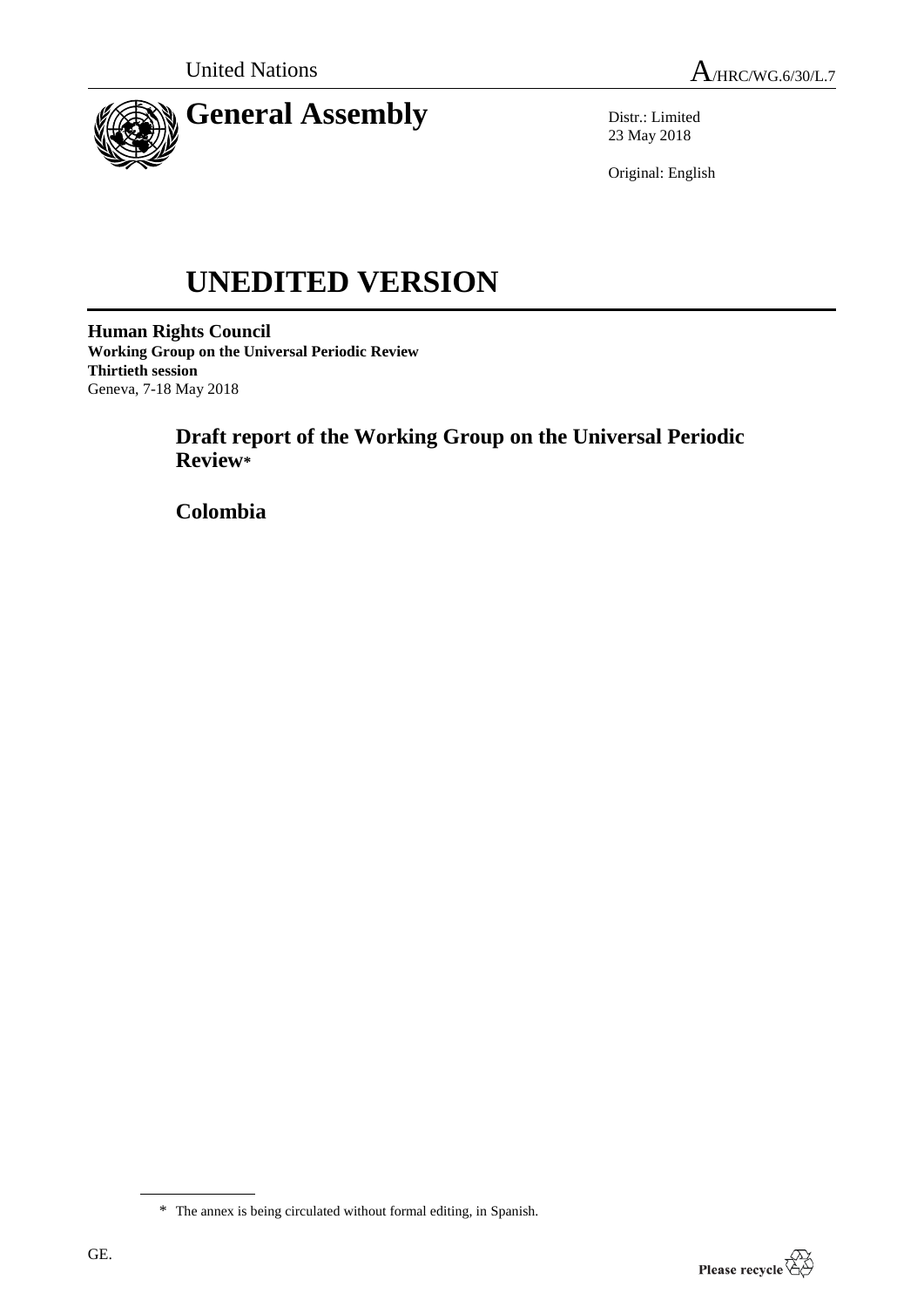United Nations

A/HRC/WG.6/30/L.7

# General Assembly

Distr.: Limited
23 May 2018

Original: English

# UNEDITED VERSION

**Human Rights Council**
**Working Group on the Universal Periodic Review**
**Thirtieth session**
Geneva, 7-18 May 2018

## Draft report of the Working Group on the Universal Periodic Review*

## Colombia

\* The annex is being circulated without formal editing, in Spanish.

GE.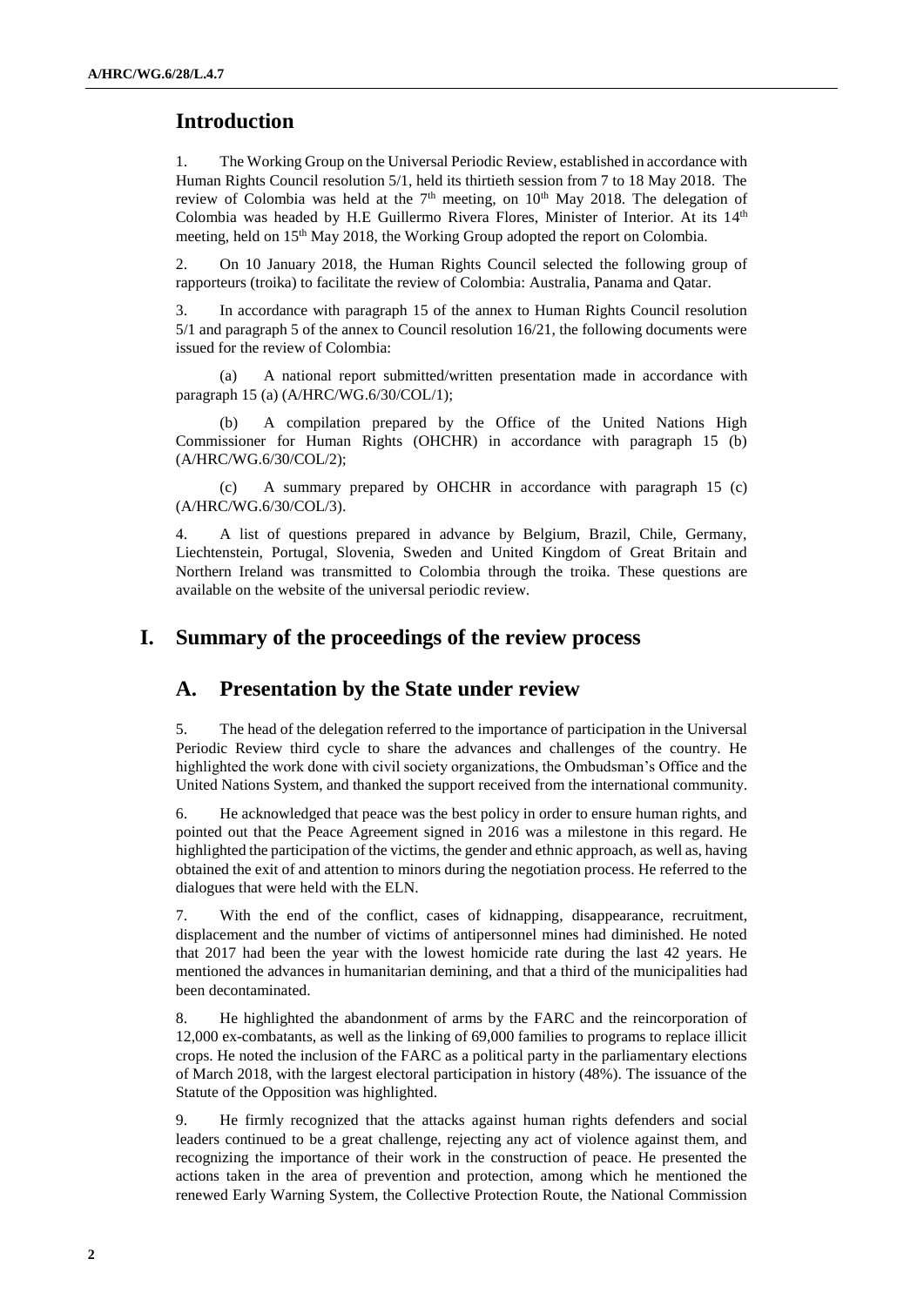## Introduction

1. The Working Group on the Universal Periodic Review, established in accordance with Human Rights Council resolution 5/1, held its thirtieth session from 7 to 18 May 2018. The review of Colombia was held at the 7th meeting, on 10th May 2018. The delegation of Colombia was headed by H.E Guillermo Rivera Flores, Minister of Interior. At its 14th meeting, held on 15th May 2018, the Working Group adopted the report on Colombia.

2. On 10 January 2018, the Human Rights Council selected the following group of rapporteurs (troika) to facilitate the review of Colombia: Australia, Panama and Qatar.

3. In accordance with paragraph 15 of the annex to Human Rights Council resolution 5/1 and paragraph 5 of the annex to Council resolution 16/21, the following documents were issued for the review of Colombia:

(a) A national report submitted/written presentation made in accordance with paragraph 15 (a) (A/HRC/WG.6/30/COL/1);

(b) A compilation prepared by the Office of the United Nations High Commissioner for Human Rights (OHCHR) in accordance with paragraph 15 (b) (A/HRC/WG.6/30/COL/2);

(c) A summary prepared by OHCHR in accordance with paragraph 15 (c) (A/HRC/WG.6/30/COL/3).

4. A list of questions prepared in advance by Belgium, Brazil, Chile, Germany, Liechtenstein, Portugal, Slovenia, Sweden and United Kingdom of Great Britain and Northern Ireland was transmitted to Colombia through the troika. These questions are available on the website of the universal periodic review.

# I. Summary of the proceedings of the review process

## A. Presentation by the State under review

5. The head of the delegation referred to the importance of participation in the Universal Periodic Review third cycle to share the advances and challenges of the country. He highlighted the work done with civil society organizations, the Ombudsman's Office and the United Nations System, and thanked the support received from the international community.

6. He acknowledged that peace was the best policy in order to ensure human rights, and pointed out that the Peace Agreement signed in 2016 was a milestone in this regard. He highlighted the participation of the victims, the gender and ethnic approach, as well as, having obtained the exit of and attention to minors during the negotiation process. He referred to the dialogues that were held with the ELN.

7. With the end of the conflict, cases of kidnapping, disappearance, recruitment, displacement and the number of victims of antipersonnel mines had diminished. He noted that 2017 had been the year with the lowest homicide rate during the last 42 years. He mentioned the advances in humanitarian demining, and that a third of the municipalities had been decontaminated.

8. He highlighted the abandonment of arms by the FARC and the reincorporation of 12,000 ex-combatants, as well as the linking of 69,000 families to programs to replace illicit crops. He noted the inclusion of the FARC as a political party in the parliamentary elections of March 2018, with the largest electoral participation in history (48%). The issuance of the Statute of the Opposition was highlighted.

9. He firmly recognized that the attacks against human rights defenders and social leaders continued to be a great challenge, rejecting any act of violence against them, and recognizing the importance of their work in the construction of peace. He presented the actions taken in the area of prevention and protection, among which he mentioned the renewed Early Warning System, the Collective Protection Route, the National Commission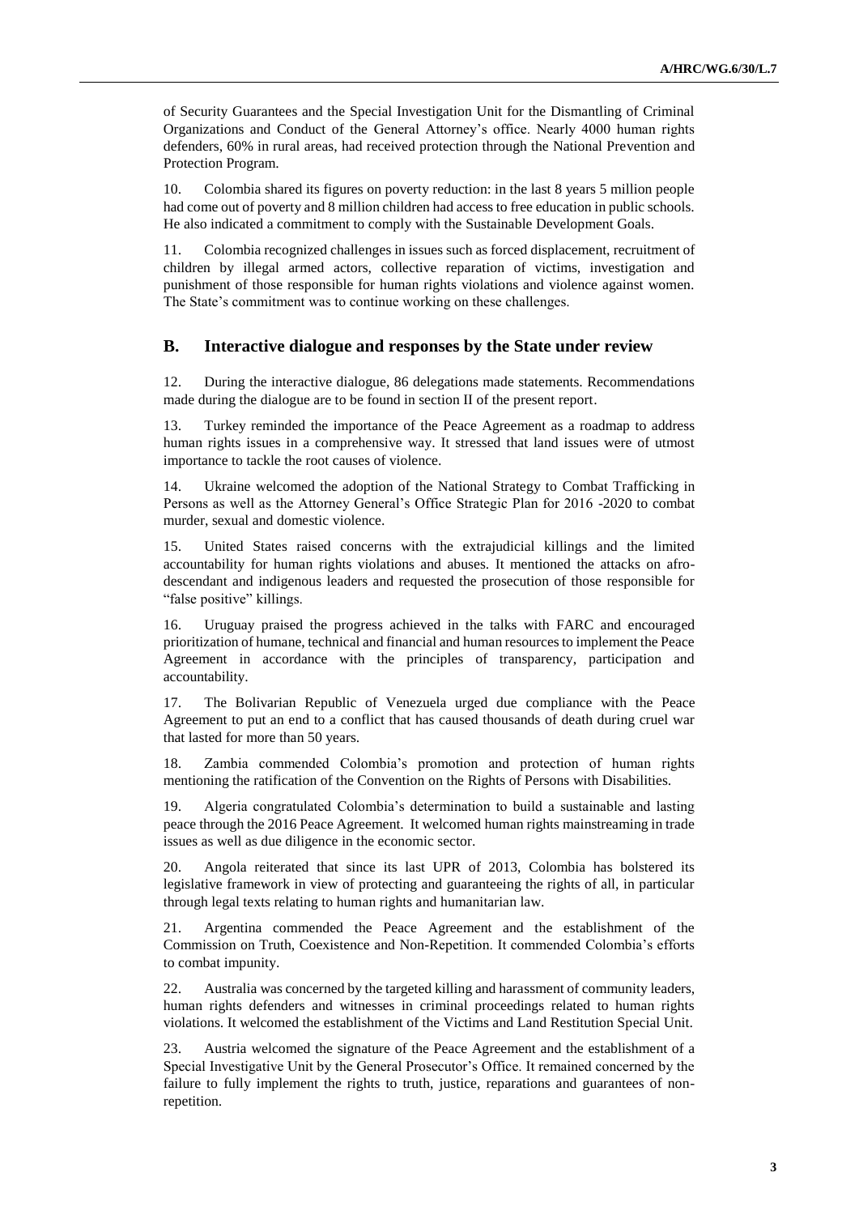of Security Guarantees and the Special Investigation Unit for the Dismantling of Criminal Organizations and Conduct of the General Attorney's office. Nearly 4000 human rights defenders, 60% in rural areas, had received protection through the National Prevention and Protection Program.

10. Colombia shared its figures on poverty reduction: in the last 8 years 5 million people had come out of poverty and 8 million children had access to free education in public schools. He also indicated a commitment to comply with the Sustainable Development Goals.

11. Colombia recognized challenges in issues such as forced displacement, recruitment of children by illegal armed actors, collective reparation of victims, investigation and punishment of those responsible for human rights violations and violence against women. The State's commitment was to continue working on these challenges.

## B. Interactive dialogue and responses by the State under review

12. During the interactive dialogue, 86 delegations made statements. Recommendations made during the dialogue are to be found in section II of the present report.

13. Turkey reminded the importance of the Peace Agreement as a roadmap to address human rights issues in a comprehensive way. It stressed that land issues were of utmost importance to tackle the root causes of violence.

14. Ukraine welcomed the adoption of the National Strategy to Combat Trafficking in Persons as well as the Attorney General's Office Strategic Plan for 2016 -2020 to combat murder, sexual and domestic violence.

15. United States raised concerns with the extrajudicial killings and the limited accountability for human rights violations and abuses. It mentioned the attacks on afro-descendant and indigenous leaders and requested the prosecution of those responsible for "false positive" killings.

16. Uruguay praised the progress achieved in the talks with FARC and encouraged prioritization of humane, technical and financial and human resources to implement the Peace Agreement in accordance with the principles of transparency, participation and accountability.

17. The Bolivarian Republic of Venezuela urged due compliance with the Peace Agreement to put an end to a conflict that has caused thousands of death during cruel war that lasted for more than 50 years.

18. Zambia commended Colombia's promotion and protection of human rights mentioning the ratification of the Convention on the Rights of Persons with Disabilities.

19. Algeria congratulated Colombia's determination to build a sustainable and lasting peace through the 2016 Peace Agreement. It welcomed human rights mainstreaming in trade issues as well as due diligence in the economic sector.

20. Angola reiterated that since its last UPR of 2013, Colombia has bolstered its legislative framework in view of protecting and guaranteeing the rights of all, in particular through legal texts relating to human rights and humanitarian law.

21. Argentina commended the Peace Agreement and the establishment of the Commission on Truth, Coexistence and Non-Repetition. It commended Colombia's efforts to combat impunity.

22. Australia was concerned by the targeted killing and harassment of community leaders, human rights defenders and witnesses in criminal proceedings related to human rights violations. It welcomed the establishment of the Victims and Land Restitution Special Unit.

23. Austria welcomed the signature of the Peace Agreement and the establishment of a Special Investigative Unit by the General Prosecutor's Office. It remained concerned by the failure to fully implement the rights to truth, justice, reparations and guarantees of non-repetition.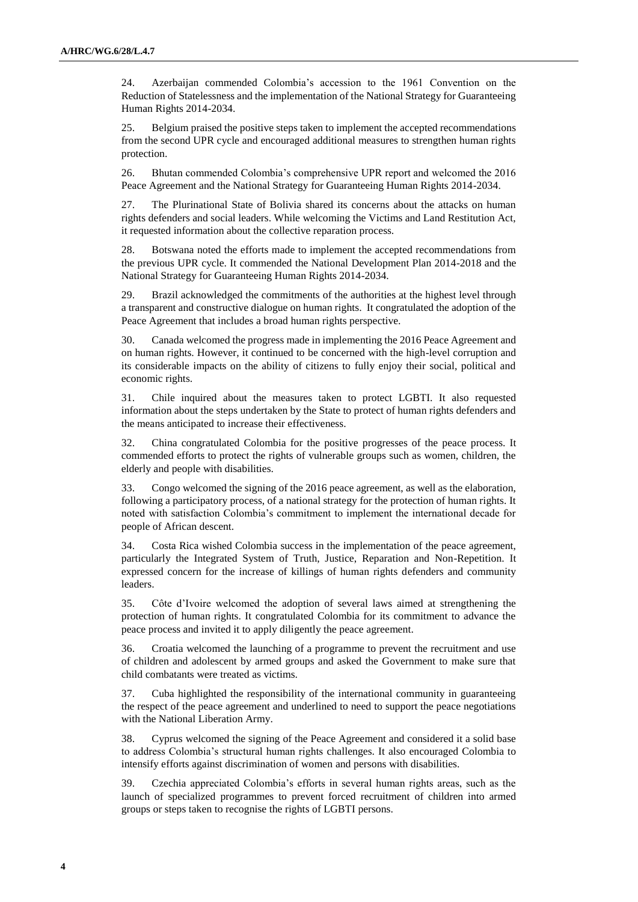24. Azerbaijan commended Colombia's accession to the 1961 Convention on the Reduction of Statelessness and the implementation of the National Strategy for Guaranteeing Human Rights 2014-2034.

25. Belgium praised the positive steps taken to implement the accepted recommendations from the second UPR cycle and encouraged additional measures to strengthen human rights protection.

26. Bhutan commended Colombia's comprehensive UPR report and welcomed the 2016 Peace Agreement and the National Strategy for Guaranteeing Human Rights 2014-2034.

27. The Plurinational State of Bolivia shared its concerns about the attacks on human rights defenders and social leaders. While welcoming the Victims and Land Restitution Act, it requested information about the collective reparation process.

28. Botswana noted the efforts made to implement the accepted recommendations from the previous UPR cycle. It commended the National Development Plan 2014-2018 and the National Strategy for Guaranteeing Human Rights 2014-2034.

29. Brazil acknowledged the commitments of the authorities at the highest level through a transparent and constructive dialogue on human rights. It congratulated the adoption of the Peace Agreement that includes a broad human rights perspective.

30. Canada welcomed the progress made in implementing the 2016 Peace Agreement and on human rights. However, it continued to be concerned with the high-level corruption and its considerable impacts on the ability of citizens to fully enjoy their social, political and economic rights.

31. Chile inquired about the measures taken to protect LGBTI. It also requested information about the steps undertaken by the State to protect of human rights defenders and the means anticipated to increase their effectiveness.

32. China congratulated Colombia for the positive progresses of the peace process. It commended efforts to protect the rights of vulnerable groups such as women, children, the elderly and people with disabilities.

33. Congo welcomed the signing of the 2016 peace agreement, as well as the elaboration, following a participatory process, of a national strategy for the protection of human rights. It noted with satisfaction Colombia's commitment to implement the international decade for people of African descent.

34. Costa Rica wished Colombia success in the implementation of the peace agreement, particularly the Integrated System of Truth, Justice, Reparation and Non-Repetition. It expressed concern for the increase of killings of human rights defenders and community leaders.

35. Côte d'Ivoire welcomed the adoption of several laws aimed at strengthening the protection of human rights. It congratulated Colombia for its commitment to advance the peace process and invited it to apply diligently the peace agreement.

36. Croatia welcomed the launching of a programme to prevent the recruitment and use of children and adolescent by armed groups and asked the Government to make sure that child combatants were treated as victims.

37. Cuba highlighted the responsibility of the international community in guaranteeing the respect of the peace agreement and underlined to need to support the peace negotiations with the National Liberation Army.

38. Cyprus welcomed the signing of the Peace Agreement and considered it a solid base to address Colombia's structural human rights challenges. It also encouraged Colombia to intensify efforts against discrimination of women and persons with disabilities.

39. Czechia appreciated Colombia's efforts in several human rights areas, such as the launch of specialized programmes to prevent forced recruitment of children into armed groups or steps taken to recognise the rights of LGBTI persons.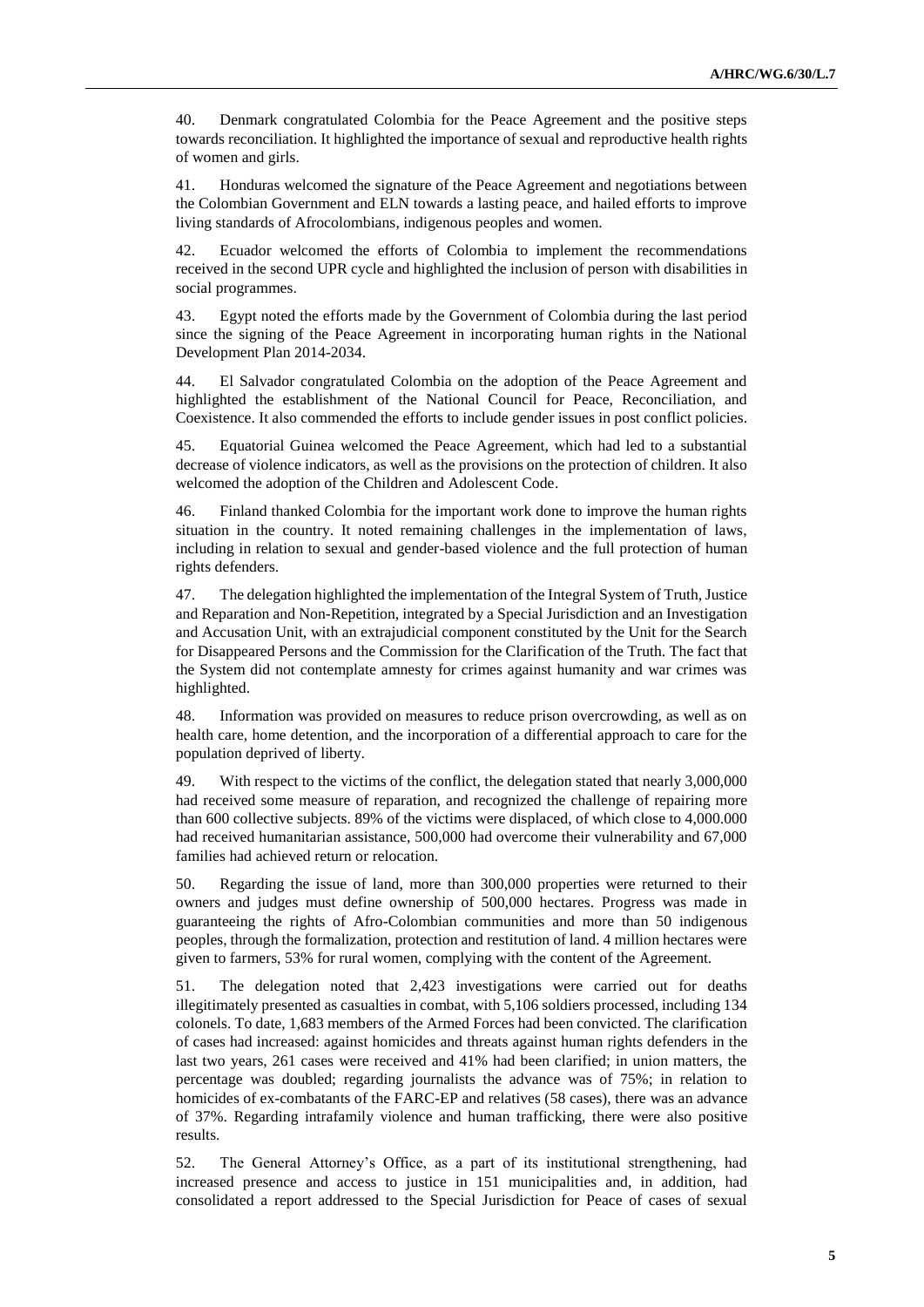40. Denmark congratulated Colombia for the Peace Agreement and the positive steps towards reconciliation. It highlighted the importance of sexual and reproductive health rights of women and girls.

41. Honduras welcomed the signature of the Peace Agreement and negotiations between the Colombian Government and ELN towards a lasting peace, and hailed efforts to improve living standards of Afrocolombians, indigenous peoples and women.

42. Ecuador welcomed the efforts of Colombia to implement the recommendations received in the second UPR cycle and highlighted the inclusion of person with disabilities in social programmes.

43. Egypt noted the efforts made by the Government of Colombia during the last period since the signing of the Peace Agreement in incorporating human rights in the National Development Plan 2014-2034.

44. El Salvador congratulated Colombia on the adoption of the Peace Agreement and highlighted the establishment of the National Council for Peace, Reconciliation, and Coexistence. It also commended the efforts to include gender issues in post conflict policies.

45. Equatorial Guinea welcomed the Peace Agreement, which had led to a substantial decrease of violence indicators, as well as the provisions on the protection of children. It also welcomed the adoption of the Children and Adolescent Code.

46. Finland thanked Colombia for the important work done to improve the human rights situation in the country. It noted remaining challenges in the implementation of laws, including in relation to sexual and gender-based violence and the full protection of human rights defenders.

47. The delegation highlighted the implementation of the Integral System of Truth, Justice and Reparation and Non-Repetition, integrated by a Special Jurisdiction and an Investigation and Accusation Unit, with an extrajudicial component constituted by the Unit for the Search for Disappeared Persons and the Commission for the Clarification of the Truth. The fact that the System did not contemplate amnesty for crimes against humanity and war crimes was highlighted.

48. Information was provided on measures to reduce prison overcrowding, as well as on health care, home detention, and the incorporation of a differential approach to care for the population deprived of liberty.

49. With respect to the victims of the conflict, the delegation stated that nearly 3,000,000 had received some measure of reparation, and recognized the challenge of repairing more than 600 collective subjects. 89% of the victims were displaced, of which close to 4,000.000 had received humanitarian assistance, 500,000 had overcome their vulnerability and 67,000 families had achieved return or relocation.

50. Regarding the issue of land, more than 300,000 properties were returned to their owners and judges must define ownership of 500,000 hectares. Progress was made in guaranteeing the rights of Afro-Colombian communities and more than 50 indigenous peoples, through the formalization, protection and restitution of land. 4 million hectares were given to farmers, 53% for rural women, complying with the content of the Agreement.

51. The delegation noted that 2,423 investigations were carried out for deaths illegitimately presented as casualties in combat, with 5,106 soldiers processed, including 134 colonels. To date, 1,683 members of the Armed Forces had been convicted. The clarification of cases had increased: against homicides and threats against human rights defenders in the last two years, 261 cases were received and 41% had been clarified; in union matters, the percentage was doubled; regarding journalists the advance was of 75%; in relation to homicides of ex-combatants of the FARC-EP and relatives (58 cases), there was an advance of 37%. Regarding intrafamily violence and human trafficking, there were also positive results.

52. The General Attorney's Office, as a part of its institutional strengthening, had increased presence and access to justice in 151 municipalities and, in addition, had consolidated a report addressed to the Special Jurisdiction for Peace of cases of sexual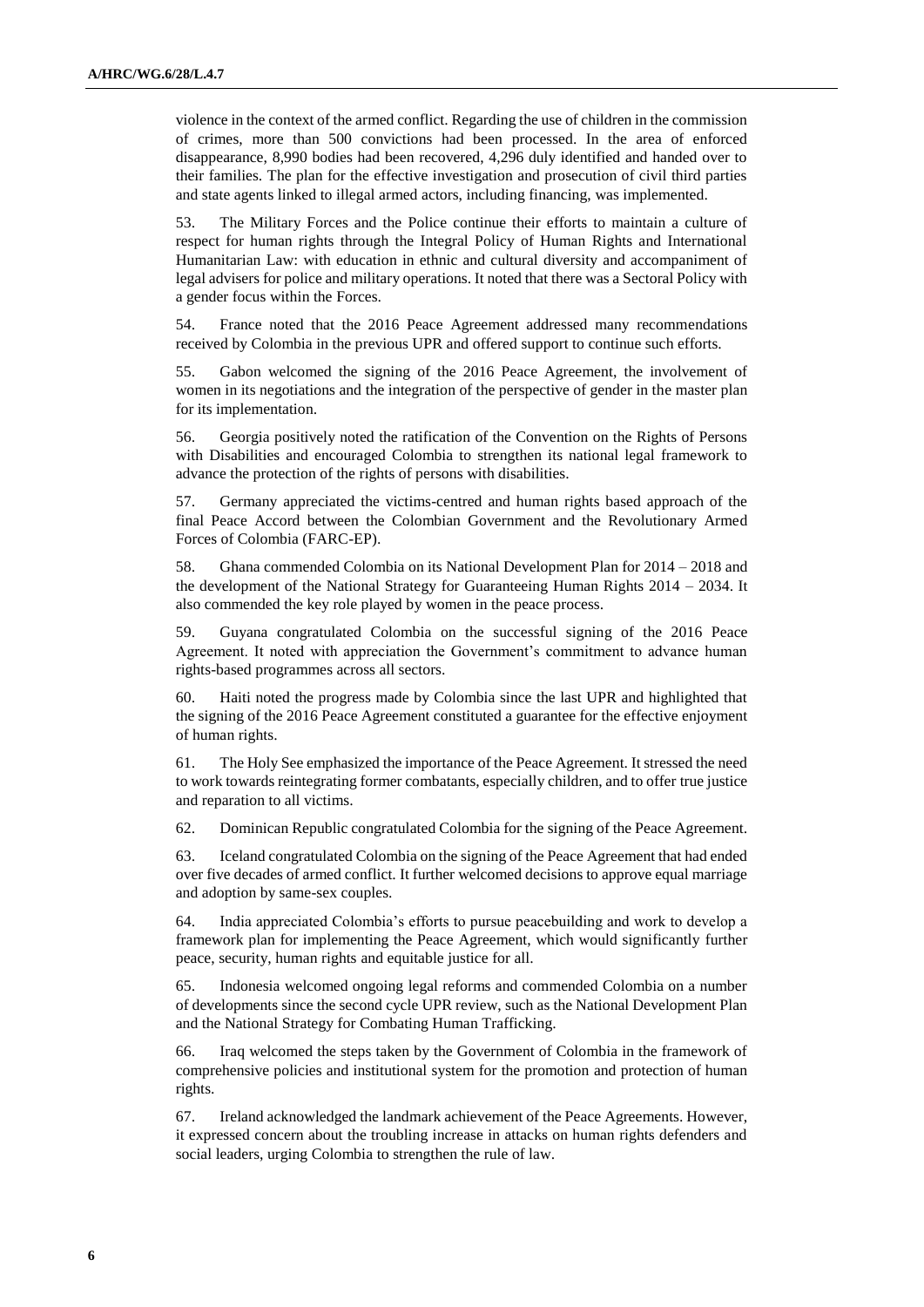violence in the context of the armed conflict. Regarding the use of children in the commission of crimes, more than 500 convictions had been processed. In the area of enforced disappearance, 8,990 bodies had been recovered, 4,296 duly identified and handed over to their families. The plan for the effective investigation and prosecution of civil third parties and state agents linked to illegal armed actors, including financing, was implemented.

53. The Military Forces and the Police continue their efforts to maintain a culture of respect for human rights through the Integral Policy of Human Rights and International Humanitarian Law: with education in ethnic and cultural diversity and accompaniment of legal advisers for police and military operations. It noted that there was a Sectoral Policy with a gender focus within the Forces.

54. France noted that the 2016 Peace Agreement addressed many recommendations received by Colombia in the previous UPR and offered support to continue such efforts.

55. Gabon welcomed the signing of the 2016 Peace Agreement, the involvement of women in its negotiations and the integration of the perspective of gender in the master plan for its implementation.

56. Georgia positively noted the ratification of the Convention on the Rights of Persons with Disabilities and encouraged Colombia to strengthen its national legal framework to advance the protection of the rights of persons with disabilities.

57. Germany appreciated the victims-centred and human rights based approach of the final Peace Accord between the Colombian Government and the Revolutionary Armed Forces of Colombia (FARC-EP).

58. Ghana commended Colombia on its National Development Plan for 2014 – 2018 and the development of the National Strategy for Guaranteeing Human Rights 2014 – 2034. It also commended the key role played by women in the peace process.

59. Guyana congratulated Colombia on the successful signing of the 2016 Peace Agreement. It noted with appreciation the Government's commitment to advance human rights-based programmes across all sectors.

60. Haiti noted the progress made by Colombia since the last UPR and highlighted that the signing of the 2016 Peace Agreement constituted a guarantee for the effective enjoyment of human rights.

61. The Holy See emphasized the importance of the Peace Agreement. It stressed the need to work towards reintegrating former combatants, especially children, and to offer true justice and reparation to all victims.

62. Dominican Republic congratulated Colombia for the signing of the Peace Agreement.

63. Iceland congratulated Colombia on the signing of the Peace Agreement that had ended over five decades of armed conflict. It further welcomed decisions to approve equal marriage and adoption by same-sex couples.

64. India appreciated Colombia's efforts to pursue peacebuilding and work to develop a framework plan for implementing the Peace Agreement, which would significantly further peace, security, human rights and equitable justice for all.

65. Indonesia welcomed ongoing legal reforms and commended Colombia on a number of developments since the second cycle UPR review, such as the National Development Plan and the National Strategy for Combating Human Trafficking.

66. Iraq welcomed the steps taken by the Government of Colombia in the framework of comprehensive policies and institutional system for the promotion and protection of human rights.

67. Ireland acknowledged the landmark achievement of the Peace Agreements. However, it expressed concern about the troubling increase in attacks on human rights defenders and social leaders, urging Colombia to strengthen the rule of law.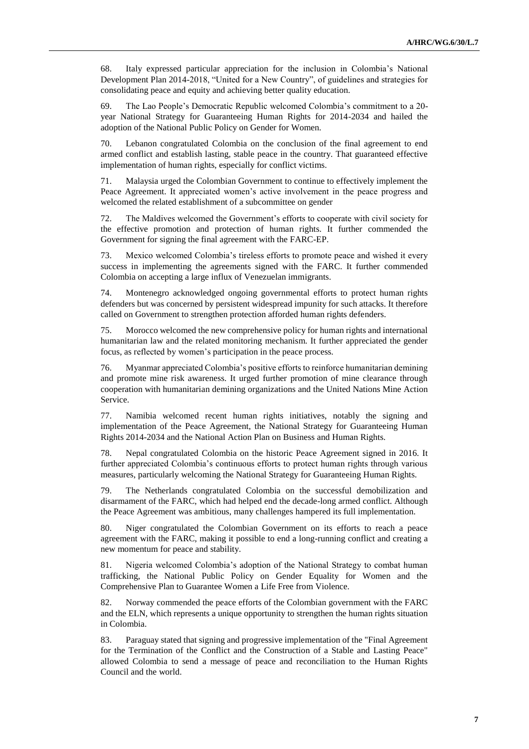68. Italy expressed particular appreciation for the inclusion in Colombia's National Development Plan 2014-2018, "United for a New Country", of guidelines and strategies for consolidating peace and equity and achieving better quality education.

69. The Lao People's Democratic Republic welcomed Colombia's commitment to a 20-year National Strategy for Guaranteeing Human Rights for 2014-2034 and hailed the adoption of the National Public Policy on Gender for Women.

70. Lebanon congratulated Colombia on the conclusion of the final agreement to end armed conflict and establish lasting, stable peace in the country. That guaranteed effective implementation of human rights, especially for conflict victims.

71. Malaysia urged the Colombian Government to continue to effectively implement the Peace Agreement. It appreciated women's active involvement in the peace progress and welcomed the related establishment of a subcommittee on gender

72. The Maldives welcomed the Government's efforts to cooperate with civil society for the effective promotion and protection of human rights. It further commended the Government for signing the final agreement with the FARC-EP.

73. Mexico welcomed Colombia's tireless efforts to promote peace and wished it every success in implementing the agreements signed with the FARC. It further commended Colombia on accepting a large influx of Venezuelan immigrants.

74. Montenegro acknowledged ongoing governmental efforts to protect human rights defenders but was concerned by persistent widespread impunity for such attacks. It therefore called on Government to strengthen protection afforded human rights defenders.

75. Morocco welcomed the new comprehensive policy for human rights and international humanitarian law and the related monitoring mechanism. It further appreciated the gender focus, as reflected by women's participation in the peace process.

76. Myanmar appreciated Colombia's positive efforts to reinforce humanitarian demining and promote mine risk awareness. It urged further promotion of mine clearance through cooperation with humanitarian demining organizations and the United Nations Mine Action Service.

77. Namibia welcomed recent human rights initiatives, notably the signing and implementation of the Peace Agreement, the National Strategy for Guaranteeing Human Rights 2014-2034 and the National Action Plan on Business and Human Rights.

78. Nepal congratulated Colombia on the historic Peace Agreement signed in 2016. It further appreciated Colombia's continuous efforts to protect human rights through various measures, particularly welcoming the National Strategy for Guaranteeing Human Rights.

79. The Netherlands congratulated Colombia on the successful demobilization and disarmament of the FARC, which had helped end the decade-long armed conflict. Although the Peace Agreement was ambitious, many challenges hampered its full implementation.

80. Niger congratulated the Colombian Government on its efforts to reach a peace agreement with the FARC, making it possible to end a long-running conflict and creating a new momentum for peace and stability.

81. Nigeria welcomed Colombia's adoption of the National Strategy to combat human trafficking, the National Public Policy on Gender Equality for Women and the Comprehensive Plan to Guarantee Women a Life Free from Violence.

82. Norway commended the peace efforts of the Colombian government with the FARC and the ELN, which represents a unique opportunity to strengthen the human rights situation in Colombia.

83. Paraguay stated that signing and progressive implementation of the "Final Agreement for the Termination of the Conflict and the Construction of a Stable and Lasting Peace" allowed Colombia to send a message of peace and reconciliation to the Human Rights Council and the world.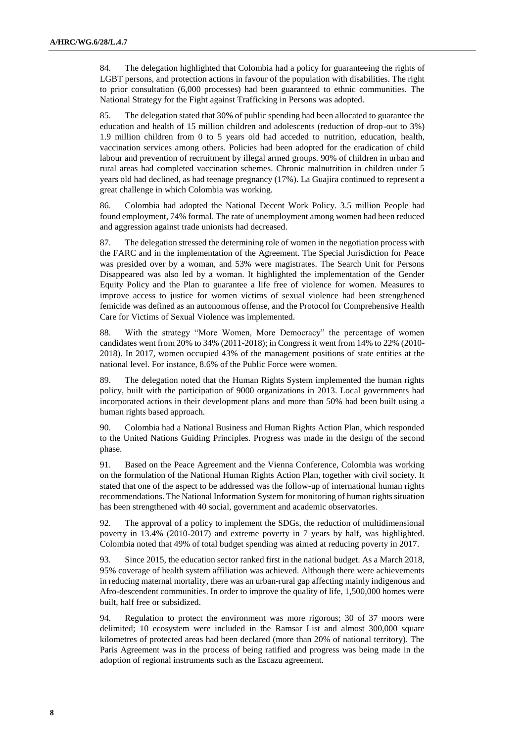84. The delegation highlighted that Colombia had a policy for guaranteeing the rights of LGBT persons, and protection actions in favour of the population with disabilities. The right to prior consultation (6,000 processes) had been guaranteed to ethnic communities. The National Strategy for the Fight against Trafficking in Persons was adopted.

85. The delegation stated that 30% of public spending had been allocated to guarantee the education and health of 15 million children and adolescents (reduction of drop-out to 3%) 1.9 million children from 0 to 5 years old had acceded to nutrition, education, health, vaccination services among others. Policies had been adopted for the eradication of child labour and prevention of recruitment by illegal armed groups. 90% of children in urban and rural areas had completed vaccination schemes. Chronic malnutrition in children under 5 years old had declined, as had teenage pregnancy (17%). La Guajira continued to represent a great challenge in which Colombia was working.

86. Colombia had adopted the National Decent Work Policy. 3.5 million People had found employment, 74% formal. The rate of unemployment among women had been reduced and aggression against trade unionists had decreased.

87. The delegation stressed the determining role of women in the negotiation process with the FARC and in the implementation of the Agreement. The Special Jurisdiction for Peace was presided over by a woman, and 53% were magistrates. The Search Unit for Persons Disappeared was also led by a woman. It highlighted the implementation of the Gender Equity Policy and the Plan to guarantee a life free of violence for women. Measures to improve access to justice for women victims of sexual violence had been strengthened femicide was defined as an autonomous offense, and the Protocol for Comprehensive Health Care for Victims of Sexual Violence was implemented.

88. With the strategy "More Women, More Democracy" the percentage of women candidates went from 20% to 34% (2011-2018); in Congress it went from 14% to 22% (2010-2018). In 2017, women occupied 43% of the management positions of state entities at the national level. For instance, 8.6% of the Public Force were women.

89. The delegation noted that the Human Rights System implemented the human rights policy, built with the participation of 9000 organizations in 2013. Local governments had incorporated actions in their development plans and more than 50% had been built using a human rights based approach.

90. Colombia had a National Business and Human Rights Action Plan, which responded to the United Nations Guiding Principles. Progress was made in the design of the second phase.

91. Based on the Peace Agreement and the Vienna Conference, Colombia was working on the formulation of the National Human Rights Action Plan, together with civil society. It stated that one of the aspect to be addressed was the follow-up of international human rights recommendations. The National Information System for monitoring of human rights situation has been strengthened with 40 social, government and academic observatories.

92. The approval of a policy to implement the SDGs, the reduction of multidimensional poverty in 13.4% (2010-2017) and extreme poverty in 7 years by half, was highlighted. Colombia noted that 49% of total budget spending was aimed at reducing poverty in 2017.

93. Since 2015, the education sector ranked first in the national budget. As a March 2018, 95% coverage of health system affiliation was achieved. Although there were achievements in reducing maternal mortality, there was an urban-rural gap affecting mainly indigenous and Afro-descendent communities. In order to improve the quality of life, 1,500,000 homes were built, half free or subsidized.

94. Regulation to protect the environment was more rigorous; 30 of 37 moors were delimited; 10 ecosystem were included in the Ramsar List and almost 300,000 square kilometres of protected areas had been declared (more than 20% of national territory). The Paris Agreement was in the process of being ratified and progress was being made in the adoption of regional instruments such as the Escazu agreement.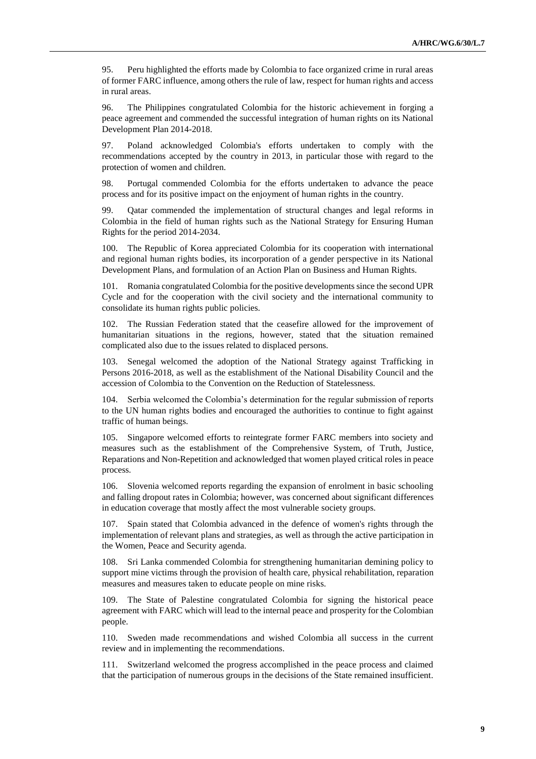95. Peru highlighted the efforts made by Colombia to face organized crime in rural areas of former FARC influence, among others the rule of law, respect for human rights and access in rural areas.

96. The Philippines congratulated Colombia for the historic achievement in forging a peace agreement and commended the successful integration of human rights on its National Development Plan 2014-2018.

97. Poland acknowledged Colombia's efforts undertaken to comply with the recommendations accepted by the country in 2013, in particular those with regard to the protection of women and children.

98. Portugal commended Colombia for the efforts undertaken to advance the peace process and for its positive impact on the enjoyment of human rights in the country.

99. Qatar commended the implementation of structural changes and legal reforms in Colombia in the field of human rights such as the National Strategy for Ensuring Human Rights for the period 2014-2034.

100. The Republic of Korea appreciated Colombia for its cooperation with international and regional human rights bodies, its incorporation of a gender perspective in its National Development Plans, and formulation of an Action Plan on Business and Human Rights.

101. Romania congratulated Colombia for the positive developments since the second UPR Cycle and for the cooperation with the civil society and the international community to consolidate its human rights public policies.

102. The Russian Federation stated that the ceasefire allowed for the improvement of humanitarian situations in the regions, however, stated that the situation remained complicated also due to the issues related to displaced persons.

103. Senegal welcomed the adoption of the National Strategy against Trafficking in Persons 2016-2018, as well as the establishment of the National Disability Council and the accession of Colombia to the Convention on the Reduction of Statelessness.

104. Serbia welcomed the Colombia's determination for the regular submission of reports to the UN human rights bodies and encouraged the authorities to continue to fight against traffic of human beings.

105. Singapore welcomed efforts to reintegrate former FARC members into society and measures such as the establishment of the Comprehensive System, of Truth, Justice, Reparations and Non-Repetition and acknowledged that women played critical roles in peace process.

106. Slovenia welcomed reports regarding the expansion of enrolment in basic schooling and falling dropout rates in Colombia; however, was concerned about significant differences in education coverage that mostly affect the most vulnerable society groups.

107. Spain stated that Colombia advanced in the defence of women's rights through the implementation of relevant plans and strategies, as well as through the active participation in the Women, Peace and Security agenda.

108. Sri Lanka commended Colombia for strengthening humanitarian demining policy to support mine victims through the provision of health care, physical rehabilitation, reparation measures and measures taken to educate people on mine risks.

109. The State of Palestine congratulated Colombia for signing the historical peace agreement with FARC which will lead to the internal peace and prosperity for the Colombian people.

110. Sweden made recommendations and wished Colombia all success in the current review and in implementing the recommendations.

111. Switzerland welcomed the progress accomplished in the peace process and claimed that the participation of numerous groups in the decisions of the State remained insufficient.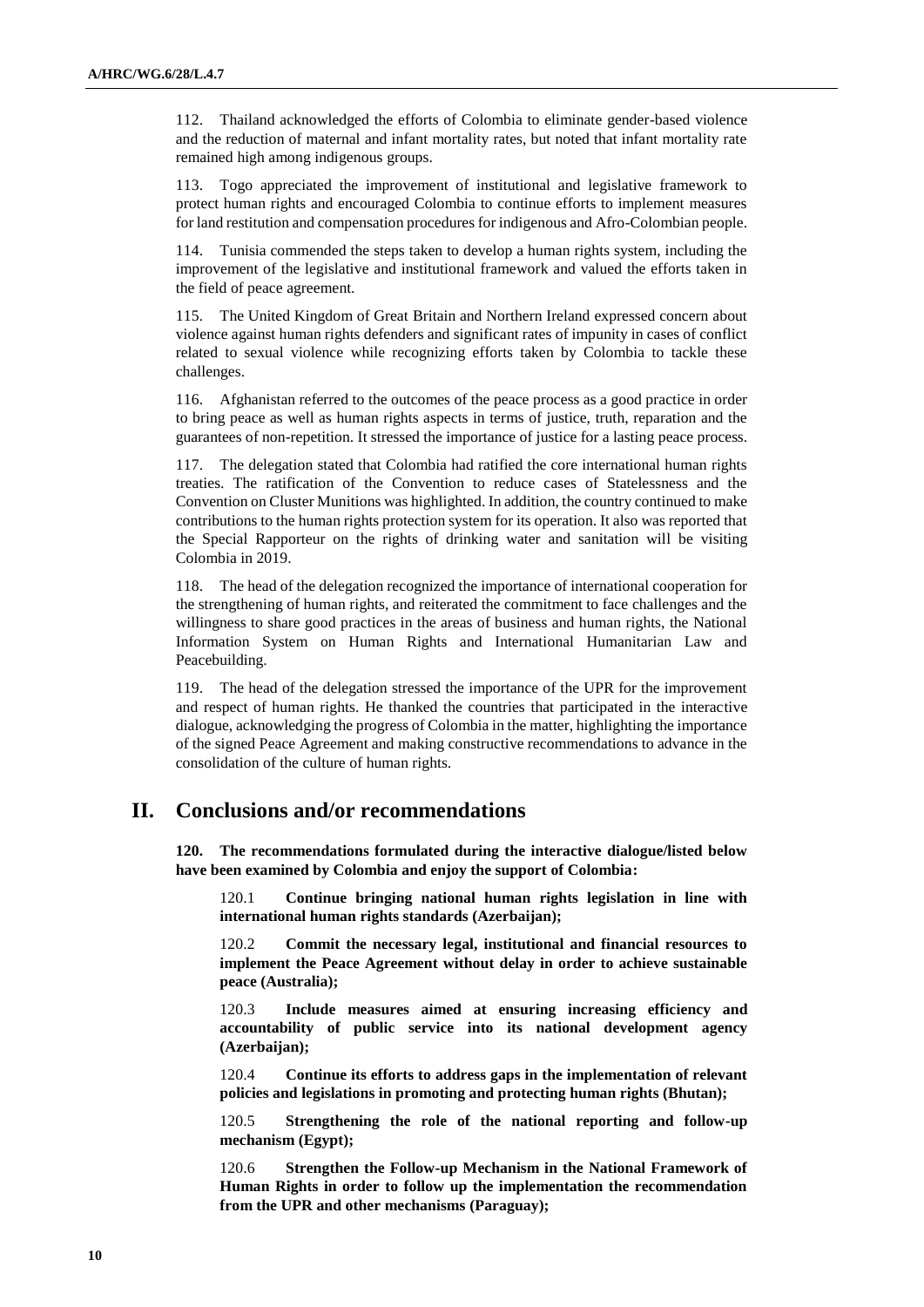112. Thailand acknowledged the efforts of Colombia to eliminate gender-based violence and the reduction of maternal and infant mortality rates, but noted that infant mortality rate remained high among indigenous groups.

113. Togo appreciated the improvement of institutional and legislative framework to protect human rights and encouraged Colombia to continue efforts to implement measures for land restitution and compensation procedures for indigenous and Afro-Colombian people.

114. Tunisia commended the steps taken to develop a human rights system, including the improvement of the legislative and institutional framework and valued the efforts taken in the field of peace agreement.

115. The United Kingdom of Great Britain and Northern Ireland expressed concern about violence against human rights defenders and significant rates of impunity in cases of conflict related to sexual violence while recognizing efforts taken by Colombia to tackle these challenges.

116. Afghanistan referred to the outcomes of the peace process as a good practice in order to bring peace as well as human rights aspects in terms of justice, truth, reparation and the guarantees of non-repetition. It stressed the importance of justice for a lasting peace process.

117. The delegation stated that Colombia had ratified the core international human rights treaties. The ratification of the Convention to reduce cases of Statelessness and the Convention on Cluster Munitions was highlighted. In addition, the country continued to make contributions to the human rights protection system for its operation. It also was reported that the Special Rapporteur on the rights of drinking water and sanitation will be visiting Colombia in 2019.

118. The head of the delegation recognized the importance of international cooperation for the strengthening of human rights, and reiterated the commitment to face challenges and the willingness to share good practices in the areas of business and human rights, the National Information System on Human Rights and International Humanitarian Law and Peacebuilding.

119. The head of the delegation stressed the importance of the UPR for the improvement and respect of human rights. He thanked the countries that participated in the interactive dialogue, acknowledging the progress of Colombia in the matter, highlighting the importance of the signed Peace Agreement and making constructive recommendations to advance in the consolidation of the culture of human rights.

## II. Conclusions and/or recommendations

**120. The recommendations formulated during the interactive dialogue/listed below have been examined by Colombia and enjoy the support of Colombia:**

> 120.1 **Continue bringing national human rights legislation in line with international human rights standards (Azerbaijan);**
>
> 120.2 **Commit the necessary legal, institutional and financial resources to implement the Peace Agreement without delay in order to achieve sustainable peace (Australia);**
>
> 120.3 **Include measures aimed at ensuring increasing efficiency and accountability of public service into its national development agency (Azerbaijan);**
>
> 120.4 **Continue its efforts to address gaps in the implementation of relevant policies and legislations in promoting and protecting human rights (Bhutan);**
>
> 120.5 **Strengthening the role of the national reporting and follow-up mechanism (Egypt);**
>
> 120.6 **Strengthen the Follow-up Mechanism in the National Framework of Human Rights in order to follow up the implementation the recommendation from the UPR and other mechanisms (Paraguay);**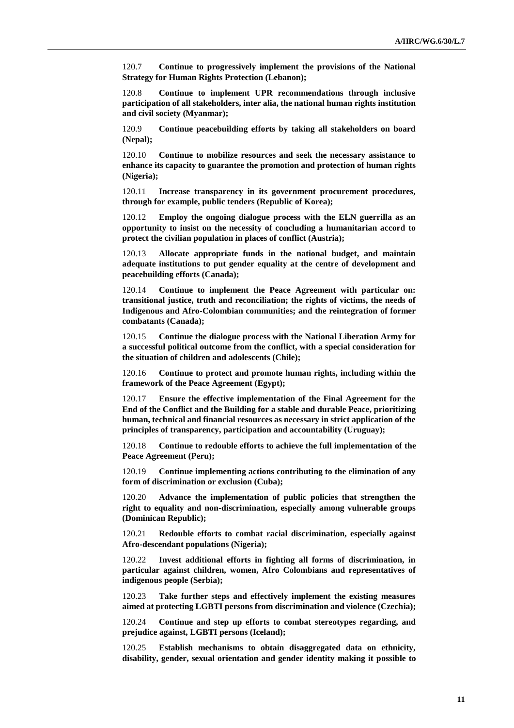120.7 **Continue to progressively implement the provisions of the National Strategy for Human Rights Protection (Lebanon);**

120.8 **Continue to implement UPR recommendations through inclusive participation of all stakeholders, inter alia, the national human rights institution and civil society (Myanmar);**

120.9 **Continue peacebuilding efforts by taking all stakeholders on board (Nepal);**

120.10 **Continue to mobilize resources and seek the necessary assistance to enhance its capacity to guarantee the promotion and protection of human rights (Nigeria);**

120.11 **Increase transparency in its government procurement procedures, through for example, public tenders (Republic of Korea);**

120.12 **Employ the ongoing dialogue process with the ELN guerrilla as an opportunity to insist on the necessity of concluding a humanitarian accord to protect the civilian population in places of conflict (Austria);**

120.13 **Allocate appropriate funds in the national budget, and maintain adequate institutions to put gender equality at the centre of development and peacebuilding efforts (Canada);**

120.14 **Continue to implement the Peace Agreement with particular on: transitional justice, truth and reconciliation; the rights of victims, the needs of Indigenous and Afro-Colombian communities; and the reintegration of former combatants (Canada);**

120.15 **Continue the dialogue process with the National Liberation Army for a successful political outcome from the conflict, with a special consideration for the situation of children and adolescents (Chile);**

120.16 **Continue to protect and promote human rights, including within the framework of the Peace Agreement (Egypt);**

120.17 **Ensure the effective implementation of the Final Agreement for the End of the Conflict and the Building for a stable and durable Peace, prioritizing human, technical and financial resources as necessary in strict application of the principles of transparency, participation and accountability (Uruguay);**

120.18 **Continue to redouble efforts to achieve the full implementation of the Peace Agreement (Peru);**

120.19 **Continue implementing actions contributing to the elimination of any form of discrimination or exclusion (Cuba);**

120.20 **Advance the implementation of public policies that strengthen the right to equality and non-discrimination, especially among vulnerable groups (Dominican Republic);**

120.21 **Redouble efforts to combat racial discrimination, especially against Afro-descendant populations (Nigeria);**

120.22 **Invest additional efforts in fighting all forms of discrimination, in particular against children, women, Afro Colombians and representatives of indigenous people (Serbia);**

120.23 **Take further steps and effectively implement the existing measures aimed at protecting LGBTI persons from discrimination and violence (Czechia);**

120.24 **Continue and step up efforts to combat stereotypes regarding, and prejudice against, LGBTI persons (Iceland);**

120.25 **Establish mechanisms to obtain disaggregated data on ethnicity, disability, gender, sexual orientation and gender identity making it possible to**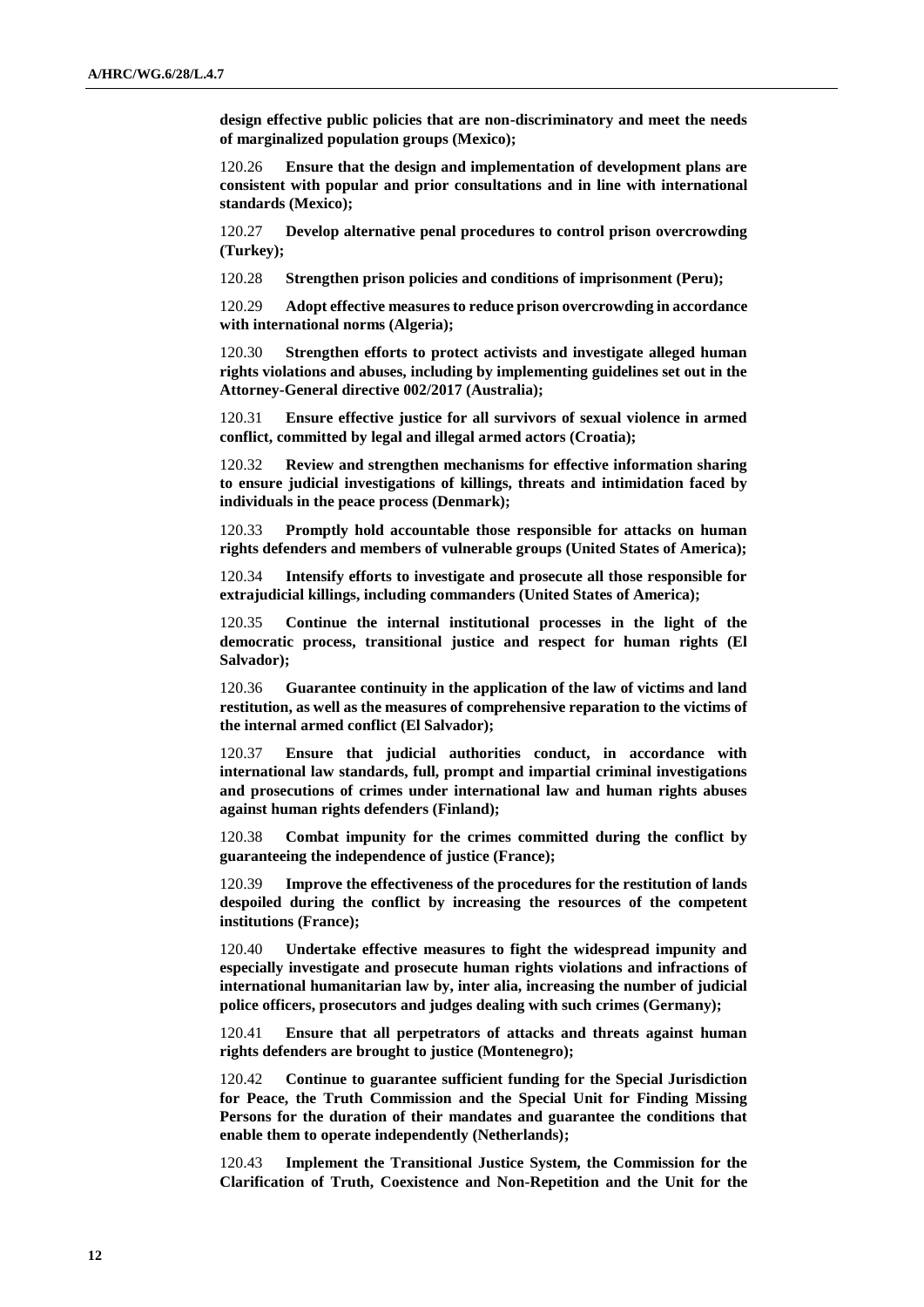**design effective public policies that are non-discriminatory and meet the needs of marginalized population groups (Mexico);**

120.26 **Ensure that the design and implementation of development plans are consistent with popular and prior consultations and in line with international standards (Mexico);**

120.27 **Develop alternative penal procedures to control prison overcrowding (Turkey);**

120.28 **Strengthen prison policies and conditions of imprisonment (Peru);**

120.29 **Adopt effective measures to reduce prison overcrowding in accordance with international norms (Algeria);**

120.30 **Strengthen efforts to protect activists and investigate alleged human rights violations and abuses, including by implementing guidelines set out in the Attorney-General directive 002/2017 (Australia);**

120.31 **Ensure effective justice for all survivors of sexual violence in armed conflict, committed by legal and illegal armed actors (Croatia);**

120.32 **Review and strengthen mechanisms for effective information sharing to ensure judicial investigations of killings, threats and intimidation faced by individuals in the peace process (Denmark);**

120.33 **Promptly hold accountable those responsible for attacks on human rights defenders and members of vulnerable groups (United States of America);**

120.34 **Intensify efforts to investigate and prosecute all those responsible for extrajudicial killings, including commanders (United States of America);**

120.35 **Continue the internal institutional processes in the light of the democratic process, transitional justice and respect for human rights (El Salvador);**

120.36 **Guarantee continuity in the application of the law of victims and land restitution, as well as the measures of comprehensive reparation to the victims of the internal armed conflict (El Salvador);**

120.37 **Ensure that judicial authorities conduct, in accordance with international law standards, full, prompt and impartial criminal investigations and prosecutions of crimes under international law and human rights abuses against human rights defenders (Finland);**

120.38 **Combat impunity for the crimes committed during the conflict by guaranteeing the independence of justice (France);**

120.39 **Improve the effectiveness of the procedures for the restitution of lands despoiled during the conflict by increasing the resources of the competent institutions (France);**

120.40 **Undertake effective measures to fight the widespread impunity and especially investigate and prosecute human rights violations and infractions of international humanitarian law by, inter alia, increasing the number of judicial police officers, prosecutors and judges dealing with such crimes (Germany);**

120.41 **Ensure that all perpetrators of attacks and threats against human rights defenders are brought to justice (Montenegro);**

120.42 **Continue to guarantee sufficient funding for the Special Jurisdiction for Peace, the Truth Commission and the Special Unit for Finding Missing Persons for the duration of their mandates and guarantee the conditions that enable them to operate independently (Netherlands);**

120.43 **Implement the Transitional Justice System, the Commission for the Clarification of Truth, Coexistence and Non-Repetition and the Unit for the**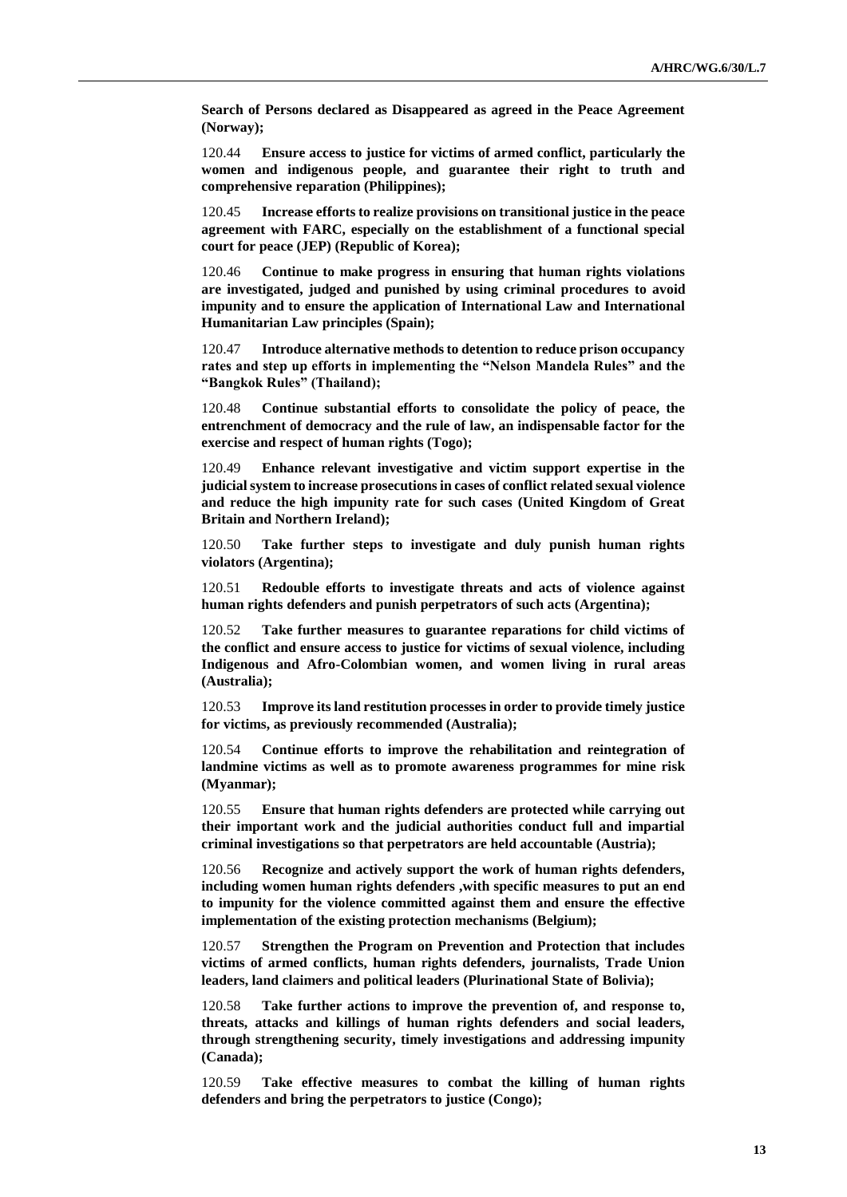**Search of Persons declared as Disappeared as agreed in the Peace Agreement (Norway);**

120.44 **Ensure access to justice for victims of armed conflict, particularly the women and indigenous people, and guarantee their right to truth and comprehensive reparation (Philippines);**

120.45 **Increase efforts to realize provisions on transitional justice in the peace agreement with FARC, especially on the establishment of a functional special court for peace (JEP) (Republic of Korea);**

120.46 **Continue to make progress in ensuring that human rights violations are investigated, judged and punished by using criminal procedures to avoid impunity and to ensure the application of International Law and International Humanitarian Law principles (Spain);**

120.47 **Introduce alternative methods to detention to reduce prison occupancy rates and step up efforts in implementing the "Nelson Mandela Rules" and the "Bangkok Rules" (Thailand);**

120.48 **Continue substantial efforts to consolidate the policy of peace, the entrenchment of democracy and the rule of law, an indispensable factor for the exercise and respect of human rights (Togo);**

120.49 **Enhance relevant investigative and victim support expertise in the judicial system to increase prosecutions in cases of conflict related sexual violence and reduce the high impunity rate for such cases (United Kingdom of Great Britain and Northern Ireland);**

120.50 **Take further steps to investigate and duly punish human rights violators (Argentina);**

120.51 **Redouble efforts to investigate threats and acts of violence against human rights defenders and punish perpetrators of such acts (Argentina);**

120.52 **Take further measures to guarantee reparations for child victims of the conflict and ensure access to justice for victims of sexual violence, including Indigenous and Afro-Colombian women, and women living in rural areas (Australia);**

120.53 **Improve its land restitution processes in order to provide timely justice for victims, as previously recommended (Australia);**

120.54 **Continue efforts to improve the rehabilitation and reintegration of landmine victims as well as to promote awareness programmes for mine risk (Myanmar);**

120.55 **Ensure that human rights defenders are protected while carrying out their important work and the judicial authorities conduct full and impartial criminal investigations so that perpetrators are held accountable (Austria);**

120.56 **Recognize and actively support the work of human rights defenders, including women human rights defenders ,with specific measures to put an end to impunity for the violence committed against them and ensure the effective implementation of the existing protection mechanisms (Belgium);**

120.57 **Strengthen the Program on Prevention and Protection that includes victims of armed conflicts, human rights defenders, journalists, Trade Union leaders, land claimers and political leaders (Plurinational State of Bolivia);**

120.58 **Take further actions to improve the prevention of, and response to, threats, attacks and killings of human rights defenders and social leaders, through strengthening security, timely investigations and addressing impunity (Canada);**

120.59 **Take effective measures to combat the killing of human rights defenders and bring the perpetrators to justice (Congo);**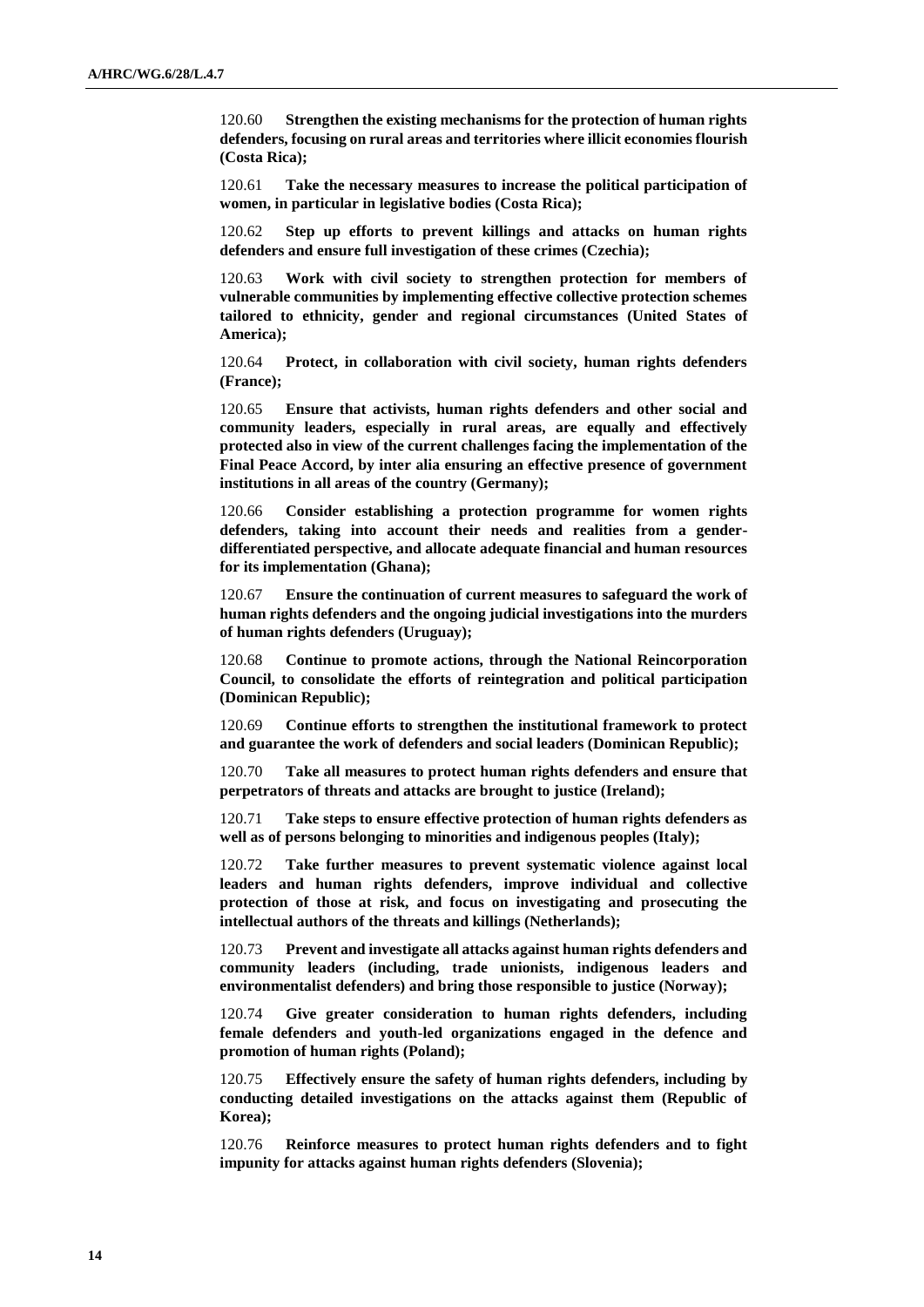120.60 **Strengthen the existing mechanisms for the protection of human rights defenders, focusing on rural areas and territories where illicit economies flourish (Costa Rica);**

120.61 **Take the necessary measures to increase the political participation of women, in particular in legislative bodies (Costa Rica);**

120.62 **Step up efforts to prevent killings and attacks on human rights defenders and ensure full investigation of these crimes (Czechia);**

120.63 **Work with civil society to strengthen protection for members of vulnerable communities by implementing effective collective protection schemes tailored to ethnicity, gender and regional circumstances (United States of America);**

120.64 **Protect, in collaboration with civil society, human rights defenders (France);**

120.65 **Ensure that activists, human rights defenders and other social and community leaders, especially in rural areas, are equally and effectively protected also in view of the current challenges facing the implementation of the Final Peace Accord, by inter alia ensuring an effective presence of government institutions in all areas of the country (Germany);**

120.66 **Consider establishing a protection programme for women rights defenders, taking into account their needs and realities from a gender-differentiated perspective, and allocate adequate financial and human resources for its implementation (Ghana);**

120.67 **Ensure the continuation of current measures to safeguard the work of human rights defenders and the ongoing judicial investigations into the murders of human rights defenders (Uruguay);**

120.68 **Continue to promote actions, through the National Reincorporation Council, to consolidate the efforts of reintegration and political participation (Dominican Republic);**

120.69 **Continue efforts to strengthen the institutional framework to protect and guarantee the work of defenders and social leaders (Dominican Republic);**

120.70 **Take all measures to protect human rights defenders and ensure that perpetrators of threats and attacks are brought to justice (Ireland);**

120.71 **Take steps to ensure effective protection of human rights defenders as well as of persons belonging to minorities and indigenous peoples (Italy);**

120.72 **Take further measures to prevent systematic violence against local leaders and human rights defenders, improve individual and collective protection of those at risk, and focus on investigating and prosecuting the intellectual authors of the threats and killings (Netherlands);**

120.73 **Prevent and investigate all attacks against human rights defenders and community leaders (including, trade unionists, indigenous leaders and environmentalist defenders) and bring those responsible to justice (Norway);**

120.74 **Give greater consideration to human rights defenders, including female defenders and youth-led organizations engaged in the defence and promotion of human rights (Poland);**

120.75 **Effectively ensure the safety of human rights defenders, including by conducting detailed investigations on the attacks against them (Republic of Korea);**

120.76 **Reinforce measures to protect human rights defenders and to fight impunity for attacks against human rights defenders (Slovenia);**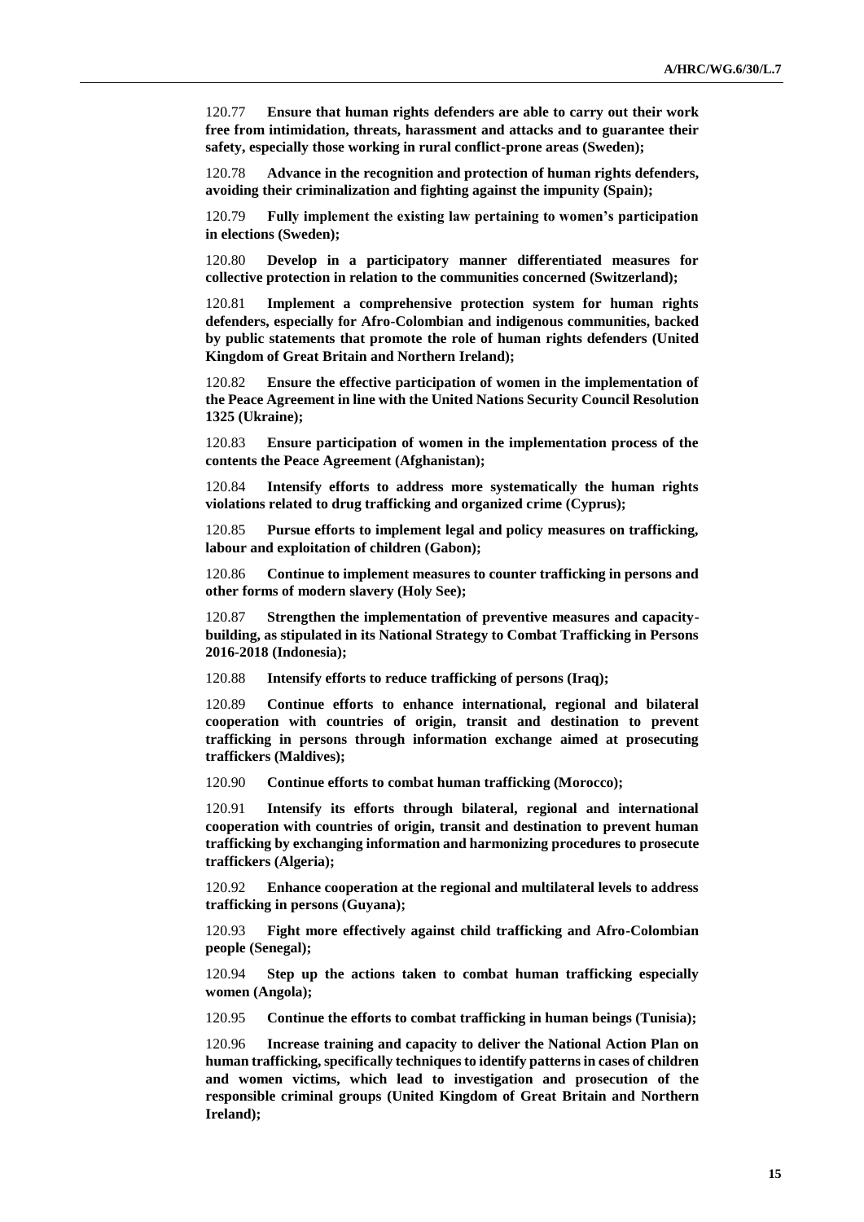120.77 **Ensure that human rights defenders are able to carry out their work free from intimidation, threats, harassment and attacks and to guarantee their safety, especially those working in rural conflict-prone areas (Sweden);**

120.78 **Advance in the recognition and protection of human rights defenders, avoiding their criminalization and fighting against the impunity (Spain);**

120.79 **Fully implement the existing law pertaining to women's participation in elections (Sweden);**

120.80 **Develop in a participatory manner differentiated measures for collective protection in relation to the communities concerned (Switzerland);**

120.81 **Implement a comprehensive protection system for human rights defenders, especially for Afro-Colombian and indigenous communities, backed by public statements that promote the role of human rights defenders (United Kingdom of Great Britain and Northern Ireland);**

120.82 **Ensure the effective participation of women in the implementation of the Peace Agreement in line with the United Nations Security Council Resolution 1325 (Ukraine);**

120.83 **Ensure participation of women in the implementation process of the contents the Peace Agreement (Afghanistan);**

120.84 **Intensify efforts to address more systematically the human rights violations related to drug trafficking and organized crime (Cyprus);**

120.85 **Pursue efforts to implement legal and policy measures on trafficking, labour and exploitation of children (Gabon);**

120.86 **Continue to implement measures to counter trafficking in persons and other forms of modern slavery (Holy See);**

120.87 **Strengthen the implementation of preventive measures and capacity-building, as stipulated in its National Strategy to Combat Trafficking in Persons 2016-2018 (Indonesia);**

120.88 **Intensify efforts to reduce trafficking of persons (Iraq);**

120.89 **Continue efforts to enhance international, regional and bilateral cooperation with countries of origin, transit and destination to prevent trafficking in persons through information exchange aimed at prosecuting traffickers (Maldives);**

120.90 **Continue efforts to combat human trafficking (Morocco);**

120.91 **Intensify its efforts through bilateral, regional and international cooperation with countries of origin, transit and destination to prevent human trafficking by exchanging information and harmonizing procedures to prosecute traffickers (Algeria);**

120.92 **Enhance cooperation at the regional and multilateral levels to address trafficking in persons (Guyana);**

120.93 **Fight more effectively against child trafficking and Afro-Colombian people (Senegal);**

120.94 **Step up the actions taken to combat human trafficking especially women (Angola);**

120.95 **Continue the efforts to combat trafficking in human beings (Tunisia);**

120.96 **Increase training and capacity to deliver the National Action Plan on human trafficking, specifically techniques to identify patterns in cases of children and women victims, which lead to investigation and prosecution of the responsible criminal groups (United Kingdom of Great Britain and Northern Ireland);**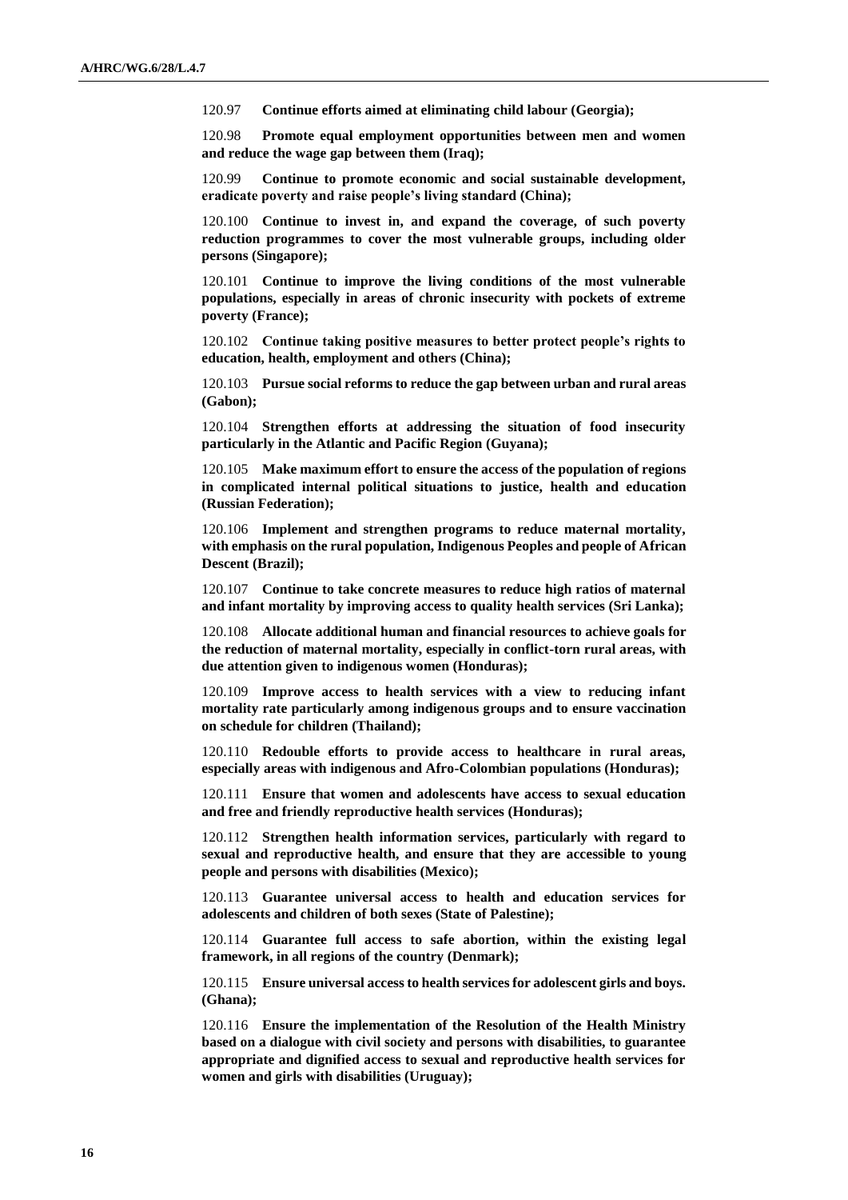120.97 **Continue efforts aimed at eliminating child labour (Georgia);**

120.98 **Promote equal employment opportunities between men and women and reduce the wage gap between them (Iraq);**

120.99 **Continue to promote economic and social sustainable development, eradicate poverty and raise people's living standard (China);**

120.100 **Continue to invest in, and expand the coverage, of such poverty reduction programmes to cover the most vulnerable groups, including older persons (Singapore);**

120.101 **Continue to improve the living conditions of the most vulnerable populations, especially in areas of chronic insecurity with pockets of extreme poverty (France);**

120.102 **Continue taking positive measures to better protect people's rights to education, health, employment and others (China);**

120.103 **Pursue social reforms to reduce the gap between urban and rural areas (Gabon);**

120.104 **Strengthen efforts at addressing the situation of food insecurity particularly in the Atlantic and Pacific Region (Guyana);**

120.105 **Make maximum effort to ensure the access of the population of regions in complicated internal political situations to justice, health and education (Russian Federation);**

120.106 **Implement and strengthen programs to reduce maternal mortality, with emphasis on the rural population, Indigenous Peoples and people of African Descent (Brazil);**

120.107 **Continue to take concrete measures to reduce high ratios of maternal and infant mortality by improving access to quality health services (Sri Lanka);**

120.108 **Allocate additional human and financial resources to achieve goals for the reduction of maternal mortality, especially in conflict-torn rural areas, with due attention given to indigenous women (Honduras);**

120.109 **Improve access to health services with a view to reducing infant mortality rate particularly among indigenous groups and to ensure vaccination on schedule for children (Thailand);**

120.110 **Redouble efforts to provide access to healthcare in rural areas, especially areas with indigenous and Afro-Colombian populations (Honduras);**

120.111 **Ensure that women and adolescents have access to sexual education and free and friendly reproductive health services (Honduras);**

120.112 **Strengthen health information services, particularly with regard to sexual and reproductive health, and ensure that they are accessible to young people and persons with disabilities (Mexico);**

120.113 **Guarantee universal access to health and education services for adolescents and children of both sexes (State of Palestine);**

120.114 **Guarantee full access to safe abortion, within the existing legal framework, in all regions of the country (Denmark);**

120.115 **Ensure universal access to health services for adolescent girls and boys. (Ghana);**

120.116 **Ensure the implementation of the Resolution of the Health Ministry based on a dialogue with civil society and persons with disabilities, to guarantee appropriate and dignified access to sexual and reproductive health services for women and girls with disabilities (Uruguay);**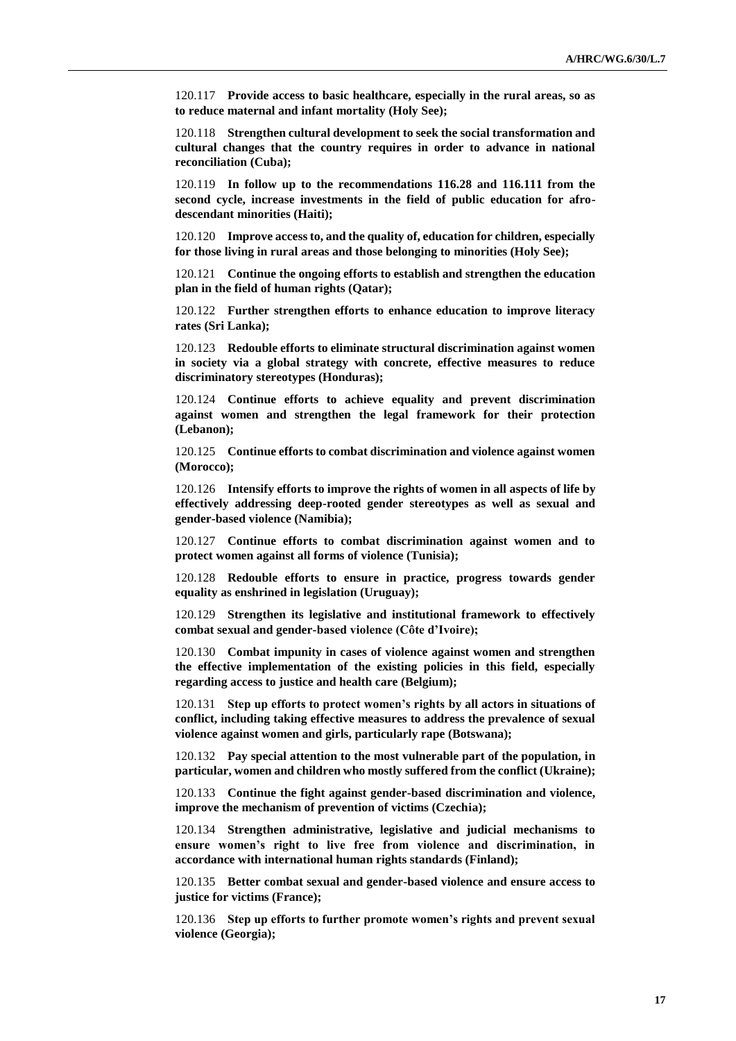120.117 **Provide access to basic healthcare, especially in the rural areas, so as to reduce maternal and infant mortality (Holy See);**

120.118 **Strengthen cultural development to seek the social transformation and cultural changes that the country requires in order to advance in national reconciliation (Cuba);**

120.119 **In follow up to the recommendations 116.28 and 116.111 from the second cycle, increase investments in the field of public education for afro-descendant minorities (Haiti);**

120.120 **Improve access to, and the quality of, education for children, especially for those living in rural areas and those belonging to minorities (Holy See);**

120.121 **Continue the ongoing efforts to establish and strengthen the education plan in the field of human rights (Qatar);**

120.122 **Further strengthen efforts to enhance education to improve literacy rates (Sri Lanka);**

120.123 **Redouble efforts to eliminate structural discrimination against women in society via a global strategy with concrete, effective measures to reduce discriminatory stereotypes (Honduras);**

120.124 **Continue efforts to achieve equality and prevent discrimination against women and strengthen the legal framework for their protection (Lebanon);**

120.125 **Continue efforts to combat discrimination and violence against women (Morocco);**

120.126 **Intensify efforts to improve the rights of women in all aspects of life by effectively addressing deep-rooted gender stereotypes as well as sexual and gender-based violence (Namibia);**

120.127 **Continue efforts to combat discrimination against women and to protect women against all forms of violence (Tunisia);**

120.128 **Redouble efforts to ensure in practice, progress towards gender equality as enshrined in legislation (Uruguay);**

120.129 **Strengthen its legislative and institutional framework to effectively combat sexual and gender-based violence (Côte d'Ivoire);**

120.130 **Combat impunity in cases of violence against women and strengthen the effective implementation of the existing policies in this field, especially regarding access to justice and health care (Belgium);**

120.131 **Step up efforts to protect women's rights by all actors in situations of conflict, including taking effective measures to address the prevalence of sexual violence against women and girls, particularly rape (Botswana);**

120.132 **Pay special attention to the most vulnerable part of the population, in particular, women and children who mostly suffered from the conflict (Ukraine);**

120.133 **Continue the fight against gender-based discrimination and violence, improve the mechanism of prevention of victims (Czechia);**

120.134 **Strengthen administrative, legislative and judicial mechanisms to ensure women's right to live free from violence and discrimination, in accordance with international human rights standards (Finland);**

120.135 **Better combat sexual and gender-based violence and ensure access to justice for victims (France);**

120.136 **Step up efforts to further promote women's rights and prevent sexual violence (Georgia);**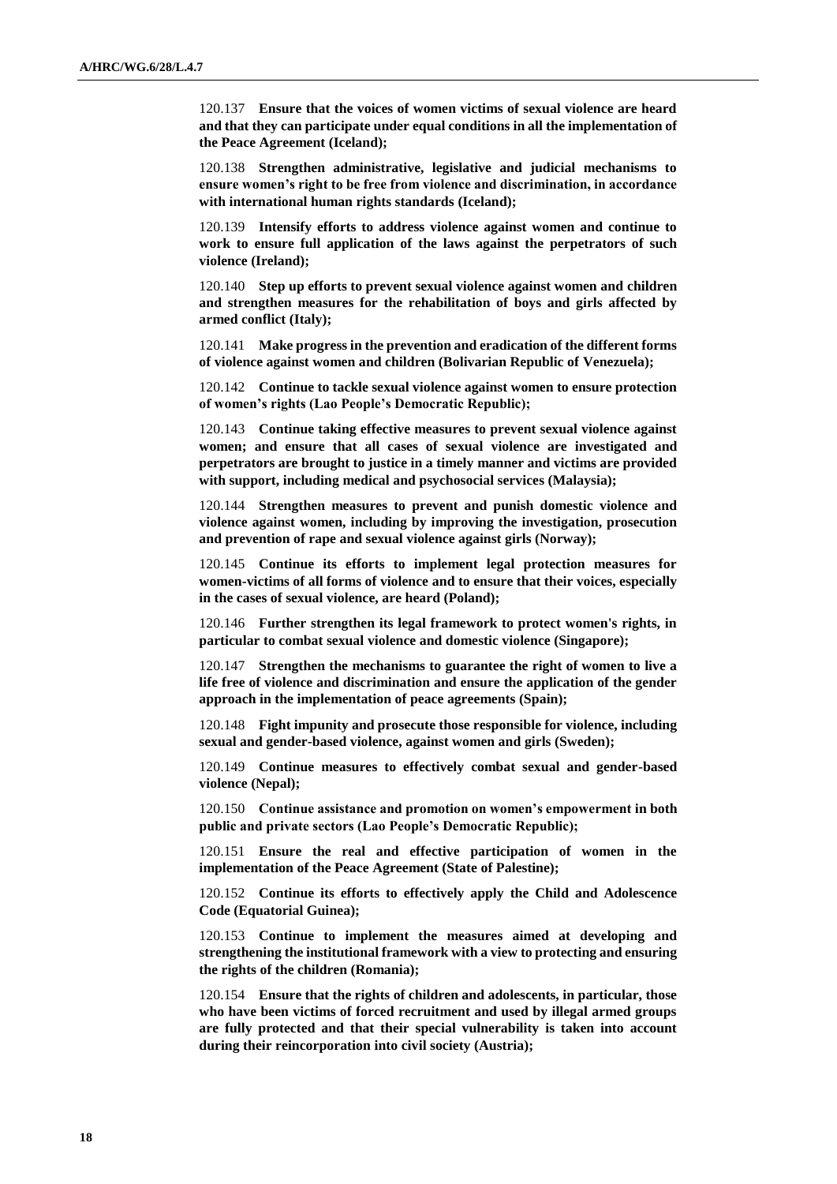120.137 **Ensure that the voices of women victims of sexual violence are heard and that they can participate under equal conditions in all the implementation of the Peace Agreement (Iceland);**

120.138 **Strengthen administrative, legislative and judicial mechanisms to ensure women's right to be free from violence and discrimination, in accordance with international human rights standards (Iceland);**

120.139 **Intensify efforts to address violence against women and continue to work to ensure full application of the laws against the perpetrators of such violence (Ireland);**

120.140 **Step up efforts to prevent sexual violence against women and children and strengthen measures for the rehabilitation of boys and girls affected by armed conflict (Italy);**

120.141 **Make progress in the prevention and eradication of the different forms of violence against women and children (Bolivarian Republic of Venezuela);**

120.142 **Continue to tackle sexual violence against women to ensure protection of women's rights (Lao People's Democratic Republic);**

120.143 **Continue taking effective measures to prevent sexual violence against women; and ensure that all cases of sexual violence are investigated and perpetrators are brought to justice in a timely manner and victims are provided with support, including medical and psychosocial services (Malaysia);**

120.144 **Strengthen measures to prevent and punish domestic violence and violence against women, including by improving the investigation, prosecution and prevention of rape and sexual violence against girls (Norway);**

120.145 **Continue its efforts to implement legal protection measures for women-victims of all forms of violence and to ensure that their voices, especially in the cases of sexual violence, are heard (Poland);**

120.146 **Further strengthen its legal framework to protect women's rights, in particular to combat sexual violence and domestic violence (Singapore);**

120.147 **Strengthen the mechanisms to guarantee the right of women to live a life free of violence and discrimination and ensure the application of the gender approach in the implementation of peace agreements (Spain);**

120.148 **Fight impunity and prosecute those responsible for violence, including sexual and gender-based violence, against women and girls (Sweden);**

120.149 **Continue measures to effectively combat sexual and gender-based violence (Nepal);**

120.150 **Continue assistance and promotion on women's empowerment in both public and private sectors (Lao People's Democratic Republic);**

120.151 **Ensure the real and effective participation of women in the implementation of the Peace Agreement (State of Palestine);**

120.152 **Continue its efforts to effectively apply the Child and Adolescence Code (Equatorial Guinea);**

120.153 **Continue to implement the measures aimed at developing and strengthening the institutional framework with a view to protecting and ensuring the rights of the children (Romania);**

120.154 **Ensure that the rights of children and adolescents, in particular, those who have been victims of forced recruitment and used by illegal armed groups are fully protected and that their special vulnerability is taken into account during their reincorporation into civil society (Austria);**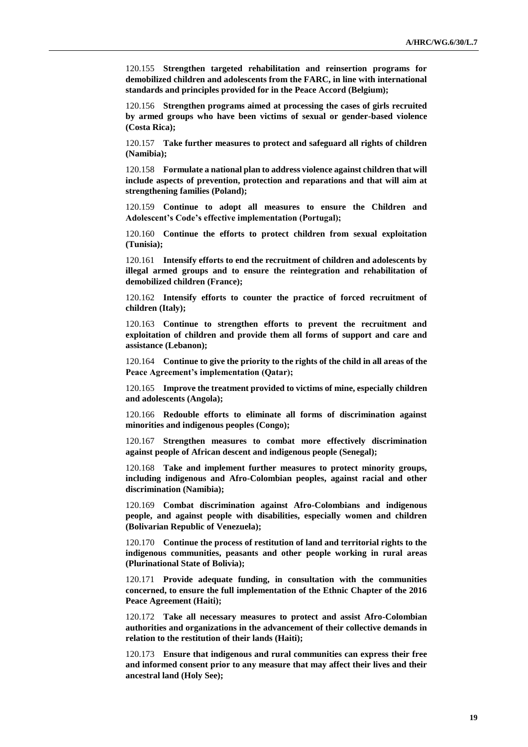120.155 **Strengthen targeted rehabilitation and reinsertion programs for demobilized children and adolescents from the FARC, in line with international standards and principles provided for in the Peace Accord (Belgium);**

120.156 **Strengthen programs aimed at processing the cases of girls recruited by armed groups who have been victims of sexual or gender-based violence (Costa Rica);**

120.157 **Take further measures to protect and safeguard all rights of children (Namibia);**

120.158 **Formulate a national plan to address violence against children that will include aspects of prevention, protection and reparations and that will aim at strengthening families (Poland);**

120.159 **Continue to adopt all measures to ensure the Children and Adolescent's Code's effective implementation (Portugal);**

120.160 **Continue the efforts to protect children from sexual exploitation (Tunisia);**

120.161 **Intensify efforts to end the recruitment of children and adolescents by illegal armed groups and to ensure the reintegration and rehabilitation of demobilized children (France);**

120.162 **Intensify efforts to counter the practice of forced recruitment of children (Italy);**

120.163 **Continue to strengthen efforts to prevent the recruitment and exploitation of children and provide them all forms of support and care and assistance (Lebanon);**

120.164 **Continue to give the priority to the rights of the child in all areas of the Peace Agreement's implementation (Qatar);**

120.165 **Improve the treatment provided to victims of mine, especially children and adolescents (Angola);**

120.166 **Redouble efforts to eliminate all forms of discrimination against minorities and indigenous peoples (Congo);**

120.167 **Strengthen measures to combat more effectively discrimination against people of African descent and indigenous people (Senegal);**

120.168 **Take and implement further measures to protect minority groups, including indigenous and Afro-Colombian peoples, against racial and other discrimination (Namibia);**

120.169 **Combat discrimination against Afro-Colombians and indigenous people, and against people with disabilities, especially women and children (Bolivarian Republic of Venezuela);**

120.170 **Continue the process of restitution of land and territorial rights to the indigenous communities, peasants and other people working in rural areas (Plurinational State of Bolivia);**

120.171 **Provide adequate funding, in consultation with the communities concerned, to ensure the full implementation of the Ethnic Chapter of the 2016 Peace Agreement (Haiti);**

120.172 **Take all necessary measures to protect and assist Afro-Colombian authorities and organizations in the advancement of their collective demands in relation to the restitution of their lands (Haiti);**

120.173 **Ensure that indigenous and rural communities can express their free and informed consent prior to any measure that may affect their lives and their ancestral land (Holy See);**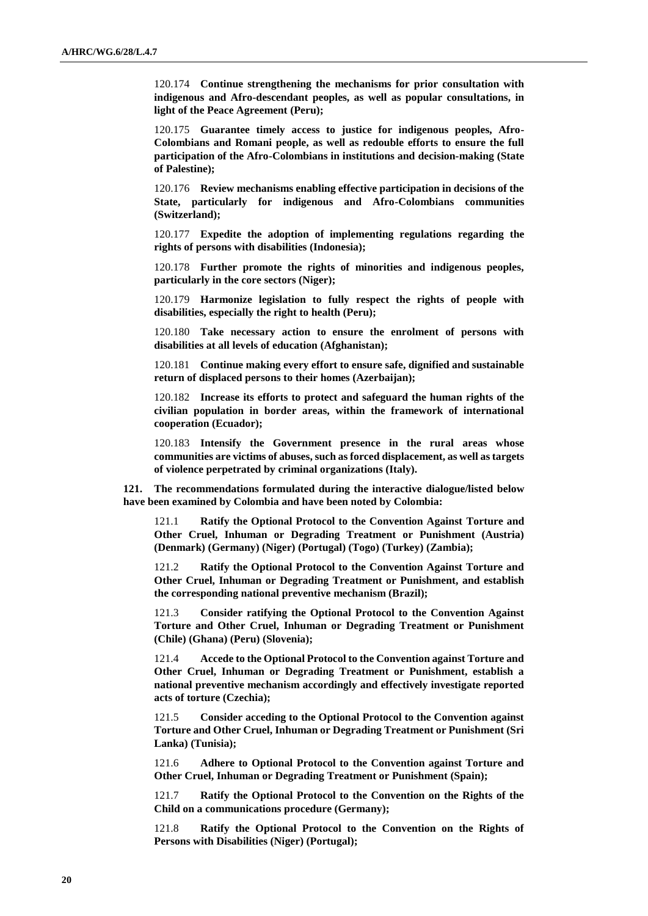120.174 **Continue strengthening the mechanisms for prior consultation with indigenous and Afro-descendant peoples, as well as popular consultations, in light of the Peace Agreement (Peru);**

120.175 **Guarantee timely access to justice for indigenous peoples, Afro-Colombians and Romani people, as well as redouble efforts to ensure the full participation of the Afro-Colombians in institutions and decision-making (State of Palestine);**

120.176 **Review mechanisms enabling effective participation in decisions of the State, particularly for indigenous and Afro-Colombians communities (Switzerland);**

120.177 **Expedite the adoption of implementing regulations regarding the rights of persons with disabilities (Indonesia);**

120.178 **Further promote the rights of minorities and indigenous peoples, particularly in the core sectors (Niger);**

120.179 **Harmonize legislation to fully respect the rights of people with disabilities, especially the right to health (Peru);**

120.180 **Take necessary action to ensure the enrolment of persons with disabilities at all levels of education (Afghanistan);**

120.181 **Continue making every effort to ensure safe, dignified and sustainable return of displaced persons to their homes (Azerbaijan);**

120.182 **Increase its efforts to protect and safeguard the human rights of the civilian population in border areas, within the framework of international cooperation (Ecuador);**

120.183 **Intensify the Government presence in the rural areas whose communities are victims of abuses, such as forced displacement, as well as targets of violence perpetrated by criminal organizations (Italy).**

**121. The recommendations formulated during the interactive dialogue/listed below have been examined by Colombia and have been noted by Colombia:**

121.1 **Ratify the Optional Protocol to the Convention Against Torture and Other Cruel, Inhuman or Degrading Treatment or Punishment (Austria) (Denmark) (Germany) (Niger) (Portugal) (Togo) (Turkey) (Zambia);**

121.2 **Ratify the Optional Protocol to the Convention Against Torture and Other Cruel, Inhuman or Degrading Treatment or Punishment, and establish the corresponding national preventive mechanism (Brazil);**

121.3 **Consider ratifying the Optional Protocol to the Convention Against Torture and Other Cruel, Inhuman or Degrading Treatment or Punishment (Chile) (Ghana) (Peru) (Slovenia);**

121.4 **Accede to the Optional Protocol to the Convention against Torture and Other Cruel, Inhuman or Degrading Treatment or Punishment, establish a national preventive mechanism accordingly and effectively investigate reported acts of torture (Czechia);**

121.5 **Consider acceding to the Optional Protocol to the Convention against Torture and Other Cruel, Inhuman or Degrading Treatment or Punishment (Sri Lanka) (Tunisia);**

121.6 **Adhere to Optional Protocol to the Convention against Torture and Other Cruel, Inhuman or Degrading Treatment or Punishment (Spain);**

121.7 **Ratify the Optional Protocol to the Convention on the Rights of the Child on a communications procedure (Germany);**

121.8 **Ratify the Optional Protocol to the Convention on the Rights of Persons with Disabilities (Niger) (Portugal);**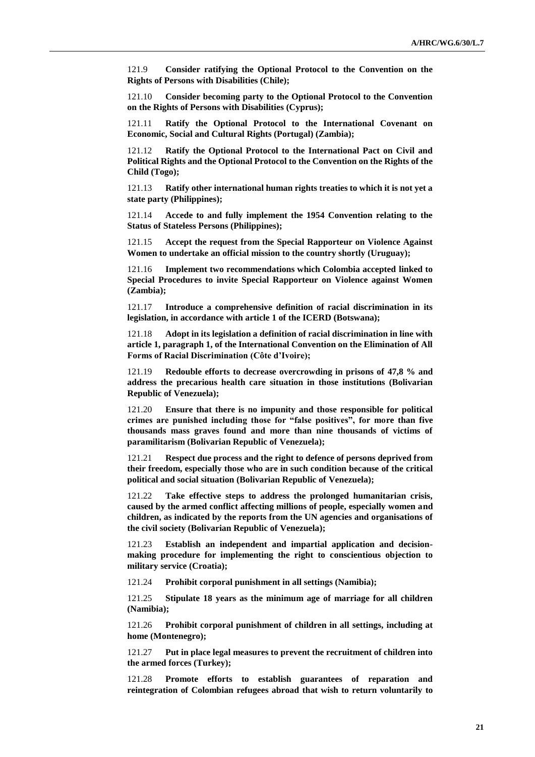121.9 **Consider ratifying the Optional Protocol to the Convention on the Rights of Persons with Disabilities (Chile);**

121.10 **Consider becoming party to the Optional Protocol to the Convention on the Rights of Persons with Disabilities (Cyprus);**

121.11 **Ratify the Optional Protocol to the International Covenant on Economic, Social and Cultural Rights (Portugal) (Zambia);**

121.12 **Ratify the Optional Protocol to the International Pact on Civil and Political Rights and the Optional Protocol to the Convention on the Rights of the Child (Togo);**

121.13 **Ratify other international human rights treaties to which it is not yet a state party (Philippines);**

121.14 **Accede to and fully implement the 1954 Convention relating to the Status of Stateless Persons (Philippines);**

121.15 **Accept the request from the Special Rapporteur on Violence Against Women to undertake an official mission to the country shortly (Uruguay);**

121.16 **Implement two recommendations which Colombia accepted linked to Special Procedures to invite Special Rapporteur on Violence against Women (Zambia);**

121.17 **Introduce a comprehensive definition of racial discrimination in its legislation, in accordance with article 1 of the ICERD (Botswana);**

121.18 **Adopt in its legislation a definition of racial discrimination in line with article 1, paragraph 1, of the International Convention on the Elimination of All Forms of Racial Discrimination (Côte d'Ivoire);**

121.19 **Redouble efforts to decrease overcrowding in prisons of 47,8 % and address the precarious health care situation in those institutions (Bolivarian Republic of Venezuela);**

121.20 **Ensure that there is no impunity and those responsible for political crimes are punished including those for "false positives", for more than five thousands mass graves found and more than nine thousands of victims of paramilitarism (Bolivarian Republic of Venezuela);**

121.21 **Respect due process and the right to defence of persons deprived from their freedom, especially those who are in such condition because of the critical political and social situation (Bolivarian Republic of Venezuela);**

121.22 **Take effective steps to address the prolonged humanitarian crisis, caused by the armed conflict affecting millions of people, especially women and children, as indicated by the reports from the UN agencies and organisations of the civil society (Bolivarian Republic of Venezuela);**

121.23 **Establish an independent and impartial application and decision-making procedure for implementing the right to conscientious objection to military service (Croatia);**

121.24 **Prohibit corporal punishment in all settings (Namibia);**

121.25 **Stipulate 18 years as the minimum age of marriage for all children (Namibia);**

121.26 **Prohibit corporal punishment of children in all settings, including at home (Montenegro);**

121.27 **Put in place legal measures to prevent the recruitment of children into the armed forces (Turkey);**

121.28 **Promote efforts to establish guarantees of reparation and reintegration of Colombian refugees abroad that wish to return voluntarily to**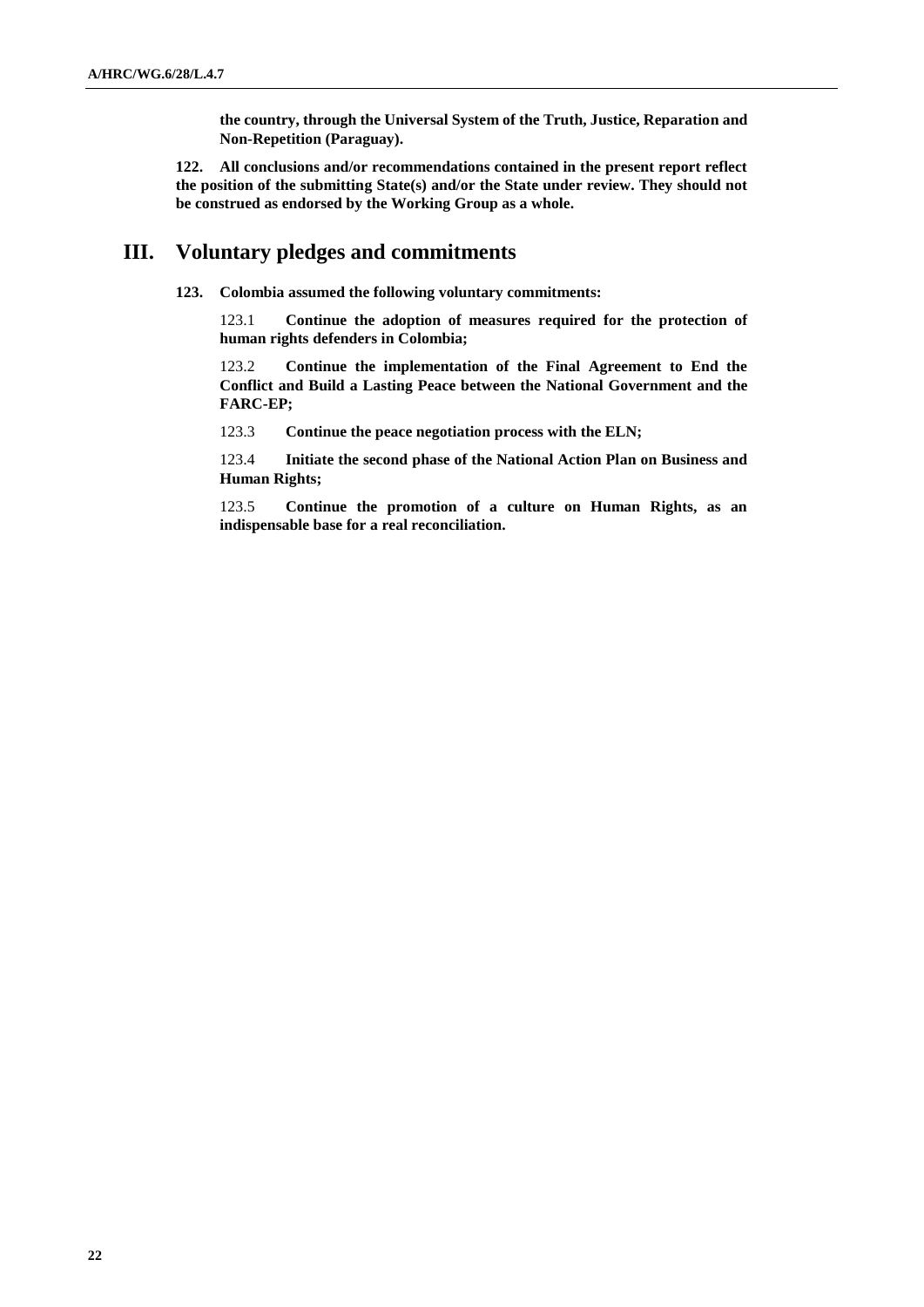**the country, through the Universal System of the Truth, Justice, Reparation and Non-Repetition (Paraguay).**

**122. All conclusions and/or recommendations contained in the present report reflect the position of the submitting State(s) and/or the State under review. They should not be construed as endorsed by the Working Group as a whole.**

## III. Voluntary pledges and commitments

**123. Colombia assumed the following voluntary commitments:**

123.1 **Continue the adoption of measures required for the protection of human rights defenders in Colombia;**

123.2 **Continue the implementation of the Final Agreement to End the Conflict and Build a Lasting Peace between the National Government and the FARC-EP;**

123.3 **Continue the peace negotiation process with the ELN;**

123.4 **Initiate the second phase of the National Action Plan on Business and Human Rights;**

123.5 **Continue the promotion of a culture on Human Rights, as an indispensable base for a real reconciliation.**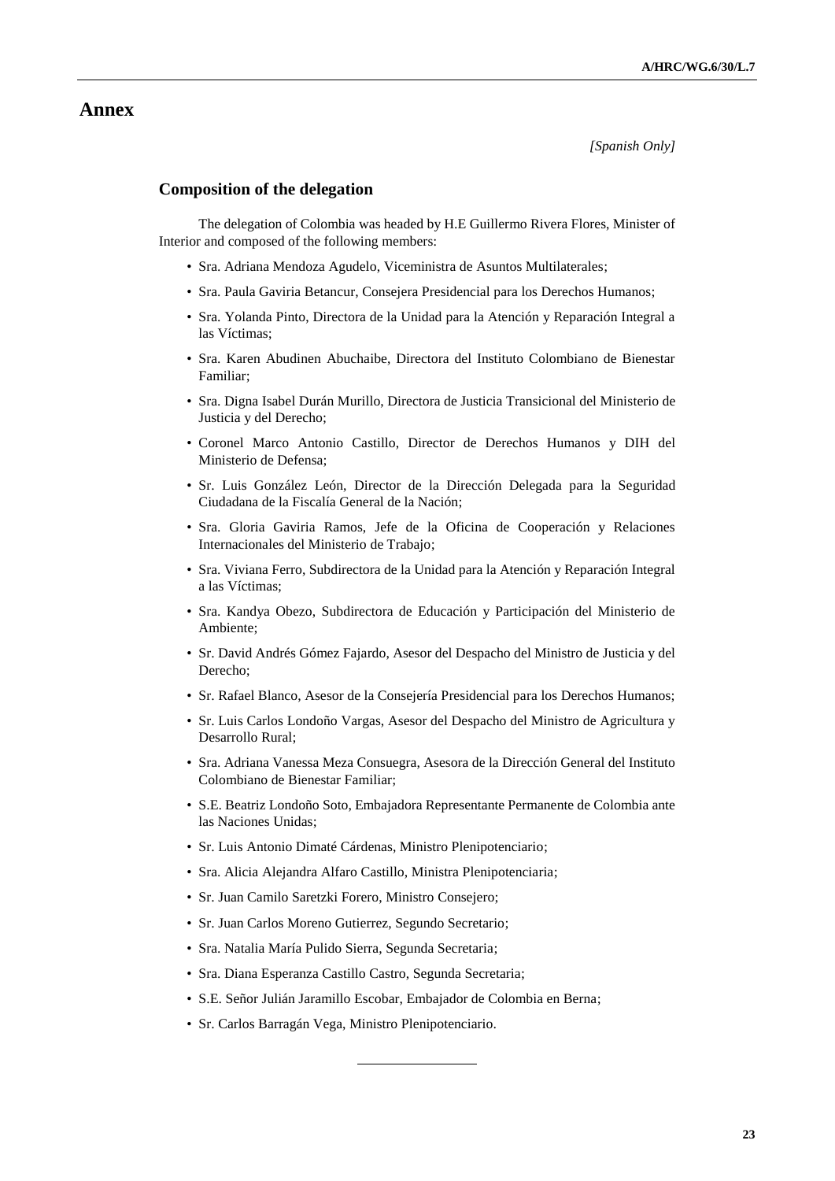# Annex

*[Spanish Only]*

## Composition of the delegation

The delegation of Colombia was headed by H.E Guillermo Rivera Flores, Minister of Interior and composed of the following members:

- Sra. Adriana Mendoza Agudelo, Viceministra de Asuntos Multilaterales;
- Sra. Paula Gaviria Betancur, Consejera Presidencial para los Derechos Humanos;
- Sra. Yolanda Pinto, Directora de la Unidad para la Atención y Reparación Integral a las Víctimas;
- Sra. Karen Abudinen Abuchaibe, Directora del Instituto Colombiano de Bienestar Familiar;
- Sra. Digna Isabel Durán Murillo, Directora de Justicia Transicional del Ministerio de Justicia y del Derecho;
- Coronel Marco Antonio Castillo, Director de Derechos Humanos y DIH del Ministerio de Defensa;
- Sr. Luis González León, Director de la Dirección Delegada para la Seguridad Ciudadana de la Fiscalía General de la Nación;
- Sra. Gloria Gaviria Ramos, Jefe de la Oficina de Cooperación y Relaciones Internacionales del Ministerio de Trabajo;
- Sra. Viviana Ferro, Subdirectora de la Unidad para la Atención y Reparación Integral a las Víctimas;
- Sra. Kandya Obezo, Subdirectora de Educación y Participación del Ministerio de Ambiente;
- Sr. David Andrés Gómez Fajardo, Asesor del Despacho del Ministro de Justicia y del Derecho;
- Sr. Rafael Blanco, Asesor de la Consejería Presidencial para los Derechos Humanos;
- Sr. Luis Carlos Londoño Vargas, Asesor del Despacho del Ministro de Agricultura y Desarrollo Rural;
- Sra. Adriana Vanessa Meza Consuegra, Asesora de la Dirección General del Instituto Colombiano de Bienestar Familiar;
- S.E. Beatriz Londoño Soto, Embajadora Representante Permanente de Colombia ante las Naciones Unidas;
- Sr. Luis Antonio Dimaté Cárdenas, Ministro Plenipotenciario;
- Sra. Alicia Alejandra Alfaro Castillo, Ministra Plenipotenciaria;
- Sr. Juan Camilo Saretzki Forero, Ministro Consejero;
- Sr. Juan Carlos Moreno Gutierrez, Segundo Secretario;
- Sra. Natalia María Pulido Sierra, Segunda Secretaria;
- Sra. Diana Esperanza Castillo Castro, Segunda Secretaria;
- S.E. Señor Julián Jaramillo Escobar, Embajador de Colombia en Berna;
- Sr. Carlos Barragán Vega, Ministro Plenipotenciario.